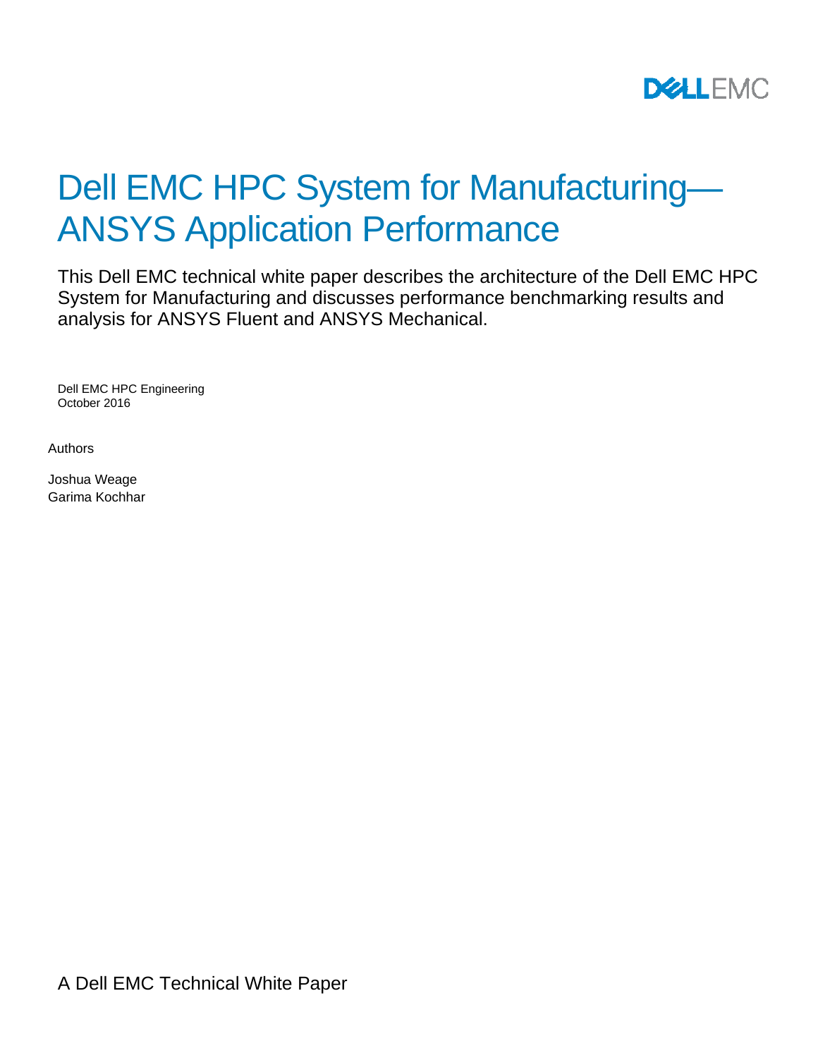# Dell EMC HPC System for Manufacturing—ANSYS Application Performance

This Dell EMC technical white paper describes the architecture of the Dell EMC HPC System for Manufacturing and discusses performance benchmarking results and analysis for ANSYS Fluent and ANSYS Mechanical.

Dell EMC HPC Engineering
October 2016

Authors

Joshua Weage
Garima Kochhar

A Dell EMC Technical White Paper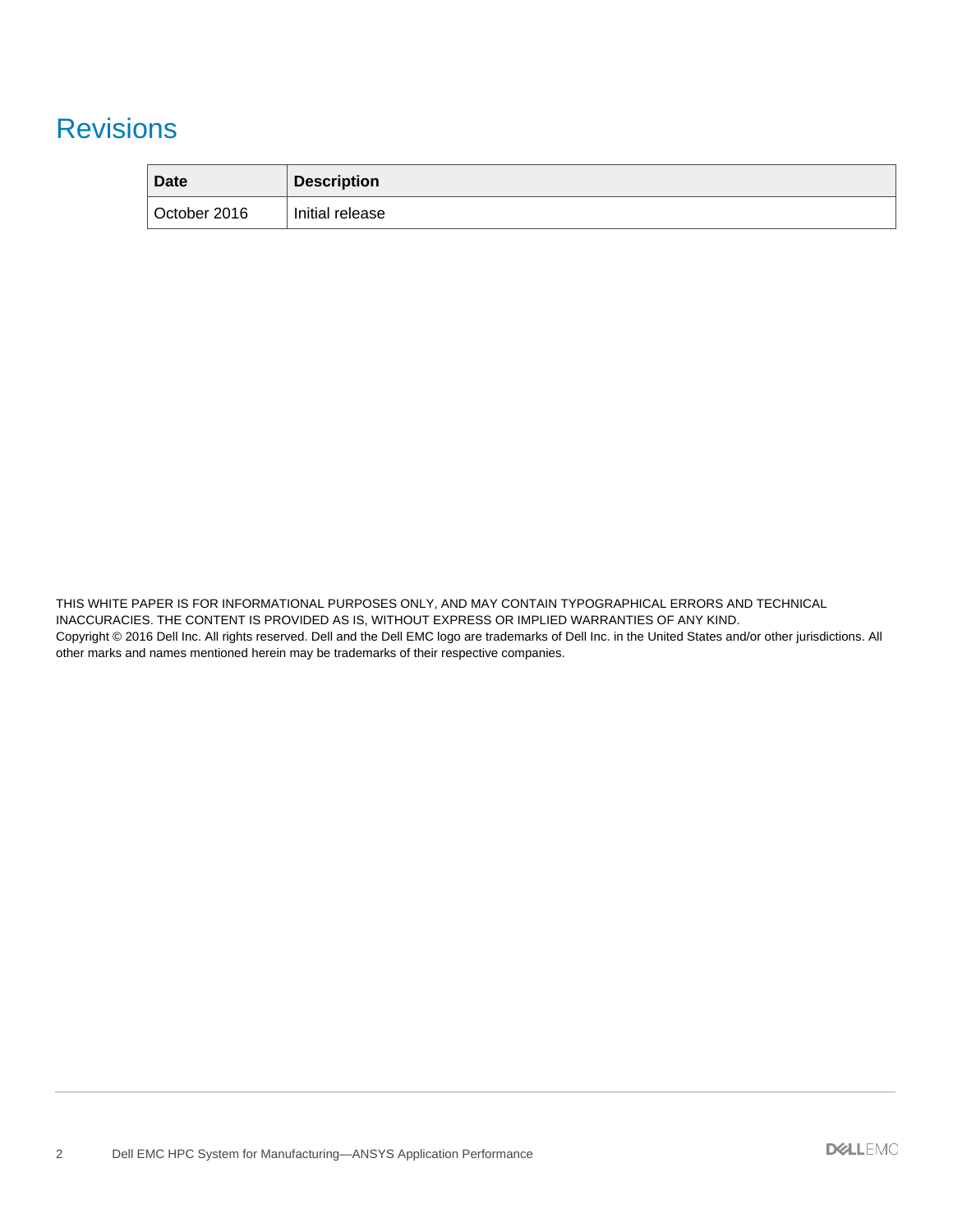# Revisions

| Date | Description |
| --- | --- |
| October 2016 | Initial release |

THIS WHITE PAPER IS FOR INFORMATIONAL PURPOSES ONLY, AND MAY CONTAIN TYPOGRAPHICAL ERRORS AND TECHNICAL INACCURACIES. THE CONTENT IS PROVIDED AS IS, WITHOUT EXPRESS OR IMPLIED WARRANTIES OF ANY KIND.
Copyright © 2016 Dell Inc. All rights reserved. Dell and the Dell EMC logo are trademarks of Dell Inc. in the United States and/or other jurisdictions. All other marks and names mentioned herein may be trademarks of their respective companies.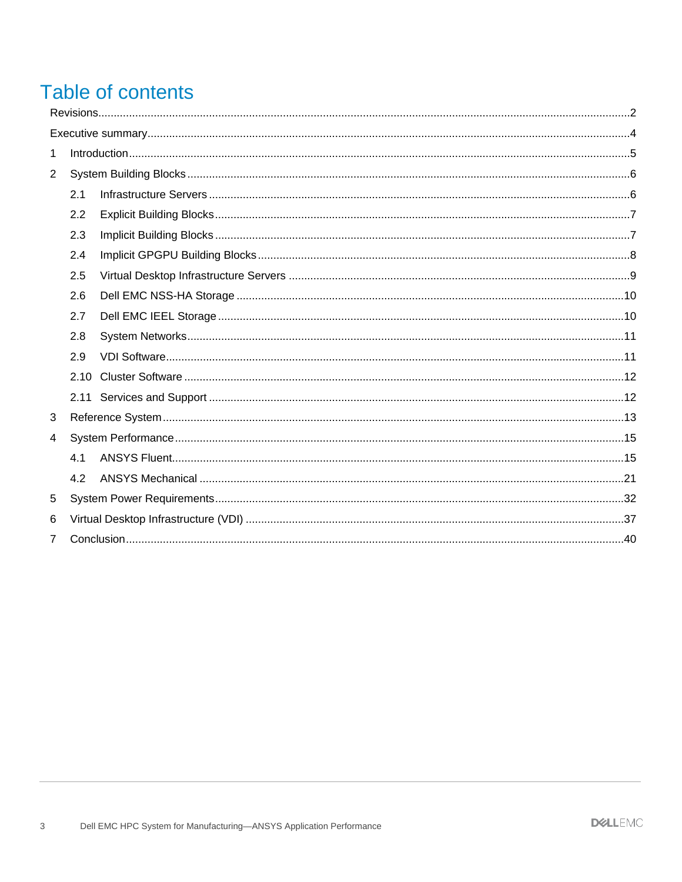# Table of contents

Revisions....................................................................................................................................................2

Executive summary.......................................................................................................................................4

1 Introduction...............................................................................................................................................5

2 System Building Blocks ............................................................................................................................6

2.1 Infrastructure Servers ..........................................................................................................................6

2.2 Explicit Building Blocks.........................................................................................................................7

2.3 Implicit Building Blocks .........................................................................................................................7

2.4 Implicit GPGPU Building Blocks............................................................................................................8

2.5 Virtual Desktop Infrastructure Servers ..................................................................................................9

2.6 Dell EMC NSS-HA Storage .................................................................................................................10

2.7 Dell EMC IEEL Storage .......................................................................................................................10

2.8 System Networks.................................................................................................................................11

2.9 VDI Software........................................................................................................................................11

2.10 Cluster Software ................................................................................................................................12

2.11 Services and Support ........................................................................................................................12

3 Reference System....................................................................................................................................13

4 System Performance................................................................................................................................15

4.1 ANSYS Fluent.......................................................................................................................................15

4.2 ANSYS Mechanical ..............................................................................................................................21

5 System Power Requirements...................................................................................................................32

6 Virtual Desktop Infrastructure (VDI) .........................................................................................................37

7 Conclusion................................................................................................................................................40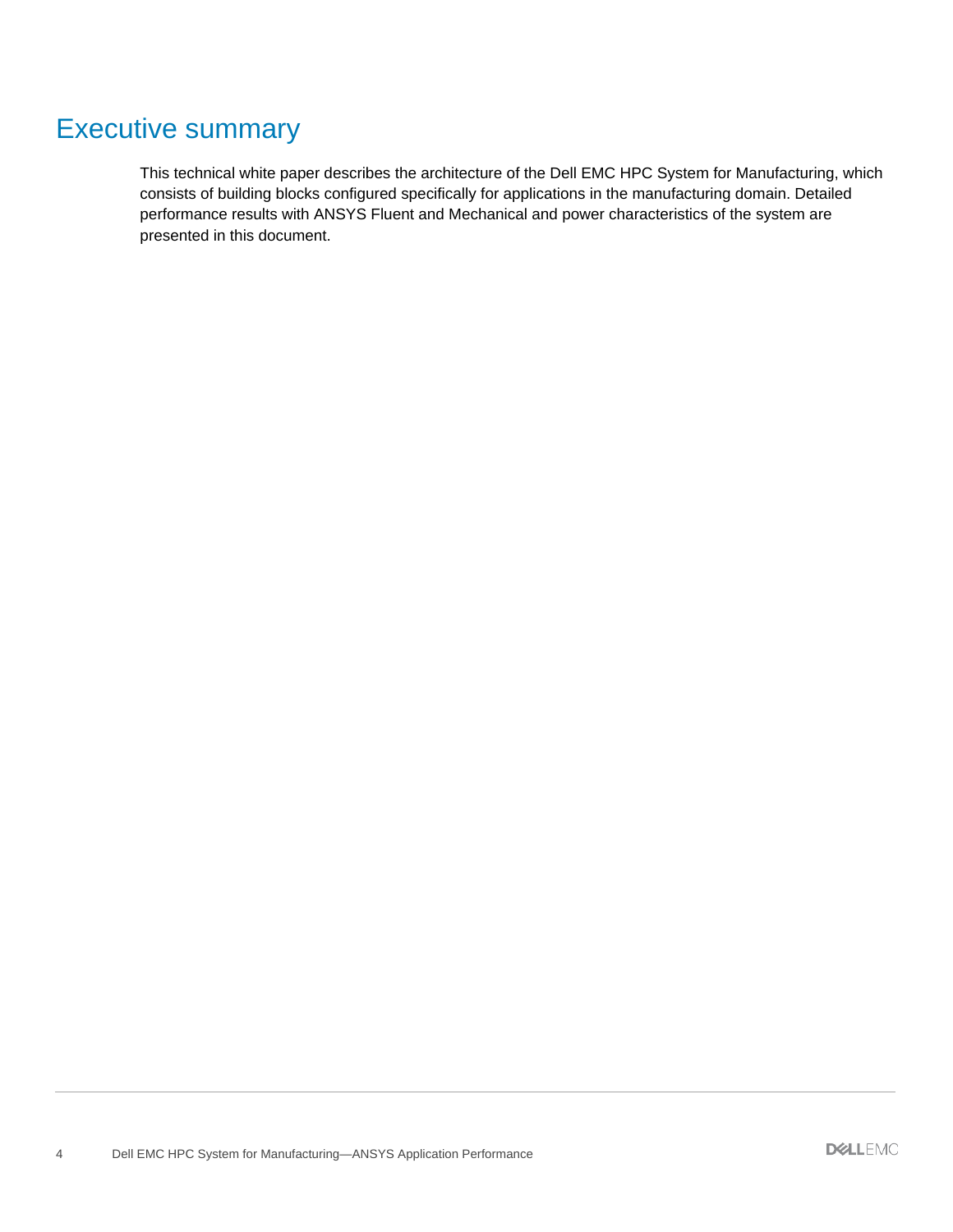# Executive summary

This technical white paper describes the architecture of the Dell EMC HPC System for Manufacturing, which consists of building blocks configured specifically for applications in the manufacturing domain. Detailed performance results with ANSYS Fluent and Mechanical and power characteristics of the system are presented in this document.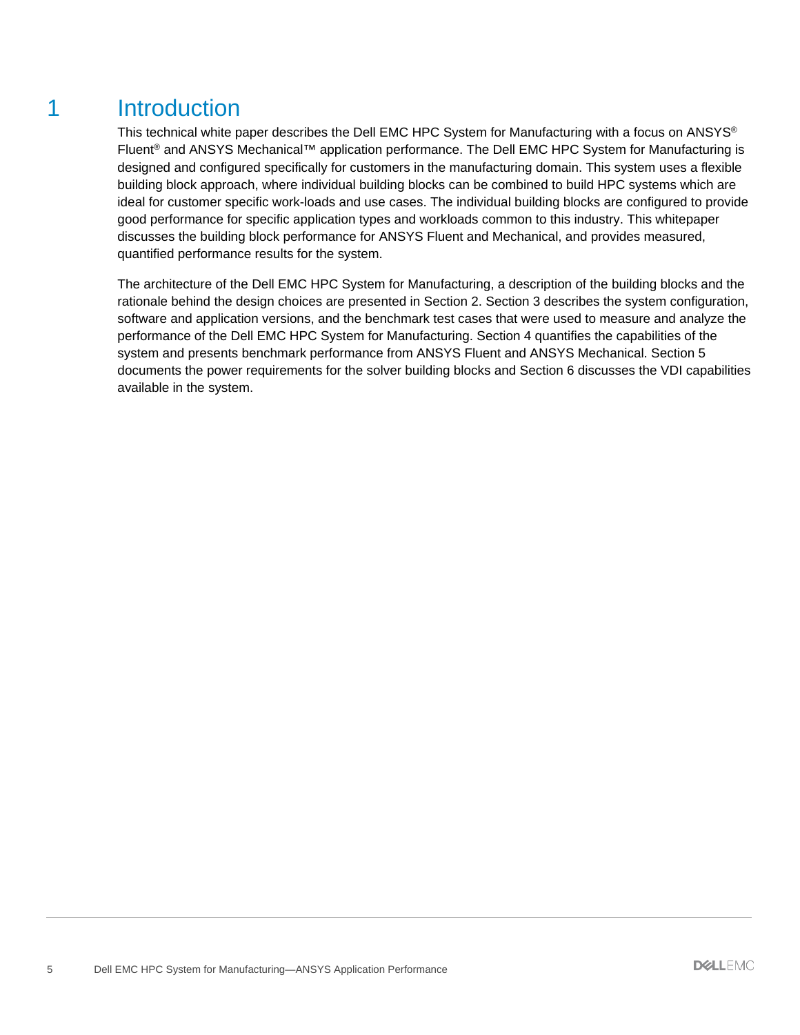# 1 Introduction

This technical white paper describes the Dell EMC HPC System for Manufacturing with a focus on ANSYS® Fluent® and ANSYS Mechanical™ application performance. The Dell EMC HPC System for Manufacturing is designed and configured specifically for customers in the manufacturing domain. This system uses a flexible building block approach, where individual building blocks can be combined to build HPC systems which are ideal for customer specific work-loads and use cases. The individual building blocks are configured to provide good performance for specific application types and workloads common to this industry. This whitepaper discusses the building block performance for ANSYS Fluent and Mechanical, and provides measured, quantified performance results for the system.

The architecture of the Dell EMC HPC System for Manufacturing, a description of the building blocks and the rationale behind the design choices are presented in Section 2. Section 3 describes the system configuration, software and application versions, and the benchmark test cases that were used to measure and analyze the performance of the Dell EMC HPC System for Manufacturing. Section 4 quantifies the capabilities of the system and presents benchmark performance from ANSYS Fluent and ANSYS Mechanical. Section 5 documents the power requirements for the solver building blocks and Section 6 discusses the VDI capabilities available in the system.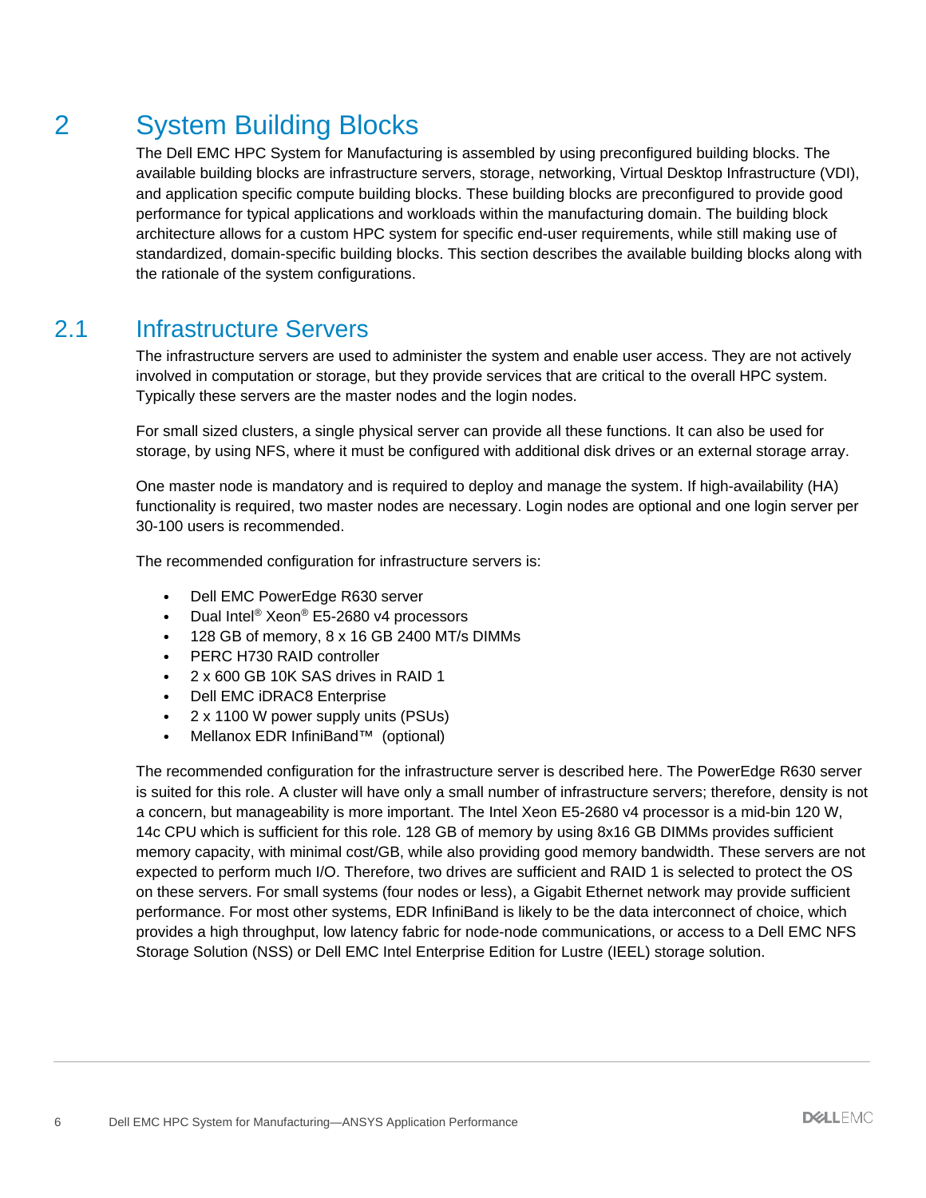# 2 System Building Blocks

The Dell EMC HPC System for Manufacturing is assembled by using preconfigured building blocks. The available building blocks are infrastructure servers, storage, networking, Virtual Desktop Infrastructure (VDI), and application specific compute building blocks. These building blocks are preconfigured to provide good performance for typical applications and workloads within the manufacturing domain. The building block architecture allows for a custom HPC system for specific end-user requirements, while still making use of standardized, domain-specific building blocks. This section describes the available building blocks along with the rationale of the system configurations.

## 2.1 Infrastructure Servers

The infrastructure servers are used to administer the system and enable user access. They are not actively involved in computation or storage, but they provide services that are critical to the overall HPC system. Typically these servers are the master nodes and the login nodes.

For small sized clusters, a single physical server can provide all these functions. It can also be used for storage, by using NFS, where it must be configured with additional disk drives or an external storage array.

One master node is mandatory and is required to deploy and manage the system. If high-availability (HA) functionality is required, two master nodes are necessary. Login nodes are optional and one login server per 30-100 users is recommended.

The recommended configuration for infrastructure servers is:

- Dell EMC PowerEdge R630 server
- Dual Intel® Xeon® E5-2680 v4 processors
- 128 GB of memory, 8 x 16 GB 2400 MT/s DIMMs
- PERC H730 RAID controller
- 2 x 600 GB 10K SAS drives in RAID 1
- Dell EMC iDRAC8 Enterprise
- 2 x 1100 W power supply units (PSUs)
- Mellanox EDR InfiniBand™ (optional)

The recommended configuration for the infrastructure server is described here. The PowerEdge R630 server is suited for this role. A cluster will have only a small number of infrastructure servers; therefore, density is not a concern, but manageability is more important. The Intel Xeon E5-2680 v4 processor is a mid-bin 120 W, 14c CPU which is sufficient for this role. 128 GB of memory by using 8x16 GB DIMMs provides sufficient memory capacity, with minimal cost/GB, while also providing good memory bandwidth. These servers are not expected to perform much I/O. Therefore, two drives are sufficient and RAID 1 is selected to protect the OS on these servers. For small systems (four nodes or less), a Gigabit Ethernet network may provide sufficient performance. For most other systems, EDR InfiniBand is likely to be the data interconnect of choice, which provides a high throughput, low latency fabric for node-node communications, or access to a Dell EMC NFS Storage Solution (NSS) or Dell EMC Intel Enterprise Edition for Lustre (IEEL) storage solution.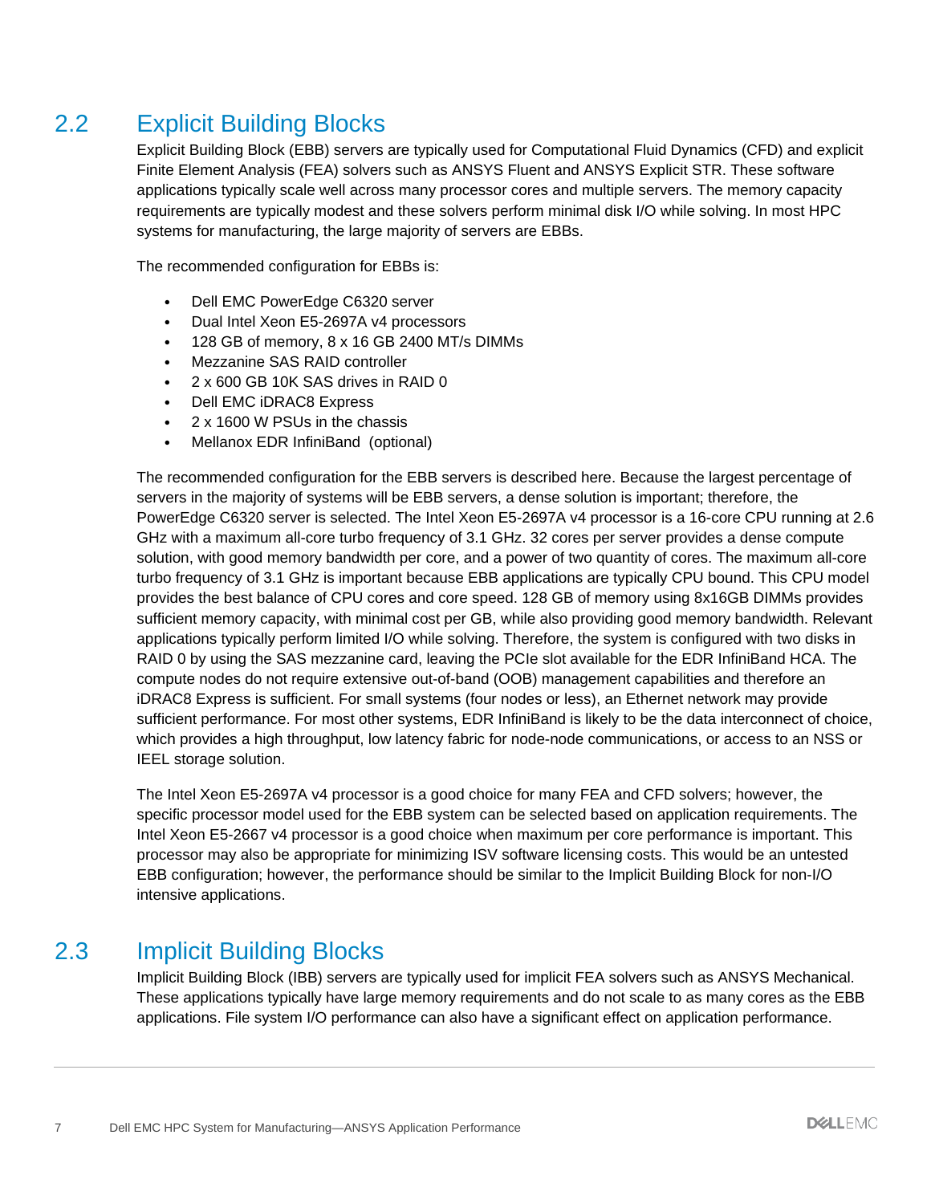## 2.2 Explicit Building Blocks

Explicit Building Block (EBB) servers are typically used for Computational Fluid Dynamics (CFD) and explicit Finite Element Analysis (FEA) solvers such as ANSYS Fluent and ANSYS Explicit STR. These software applications typically scale well across many processor cores and multiple servers. The memory capacity requirements are typically modest and these solvers perform minimal disk I/O while solving. In most HPC systems for manufacturing, the large majority of servers are EBBs.

The recommended configuration for EBBs is:

- Dell EMC PowerEdge C6320 server
- Dual Intel Xeon E5-2697A v4 processors
- 128 GB of memory, 8 x 16 GB 2400 MT/s DIMMs
- Mezzanine SAS RAID controller
- 2 x 600 GB 10K SAS drives in RAID 0
- Dell EMC iDRAC8 Express
- 2 x 1600 W PSUs in the chassis
- Mellanox EDR InfiniBand (optional)

The recommended configuration for the EBB servers is described here. Because the largest percentage of servers in the majority of systems will be EBB servers, a dense solution is important; therefore, the PowerEdge C6320 server is selected. The Intel Xeon E5-2697A v4 processor is a 16-core CPU running at 2.6 GHz with a maximum all-core turbo frequency of 3.1 GHz. 32 cores per server provides a dense compute solution, with good memory bandwidth per core, and a power of two quantity of cores. The maximum all-core turbo frequency of 3.1 GHz is important because EBB applications are typically CPU bound. This CPU model provides the best balance of CPU cores and core speed. 128 GB of memory using 8x16GB DIMMs provides sufficient memory capacity, with minimal cost per GB, while also providing good memory bandwidth. Relevant applications typically perform limited I/O while solving. Therefore, the system is configured with two disks in RAID 0 by using the SAS mezzanine card, leaving the PCIe slot available for the EDR InfiniBand HCA. The compute nodes do not require extensive out-of-band (OOB) management capabilities and therefore an iDRAC8 Express is sufficient. For small systems (four nodes or less), an Ethernet network may provide sufficient performance. For most other systems, EDR InfiniBand is likely to be the data interconnect of choice, which provides a high throughput, low latency fabric for node-node communications, or access to an NSS or IEEL storage solution.

The Intel Xeon E5-2697A v4 processor is a good choice for many FEA and CFD solvers; however, the specific processor model used for the EBB system can be selected based on application requirements. The Intel Xeon E5-2667 v4 processor is a good choice when maximum per core performance is important. This processor may also be appropriate for minimizing ISV software licensing costs. This would be an untested EBB configuration; however, the performance should be similar to the Implicit Building Block for non-I/O intensive applications.

## 2.3 Implicit Building Blocks

Implicit Building Block (IBB) servers are typically used for implicit FEA solvers such as ANSYS Mechanical. These applications typically have large memory requirements and do not scale to as many cores as the EBB applications. File system I/O performance can also have a significant effect on application performance.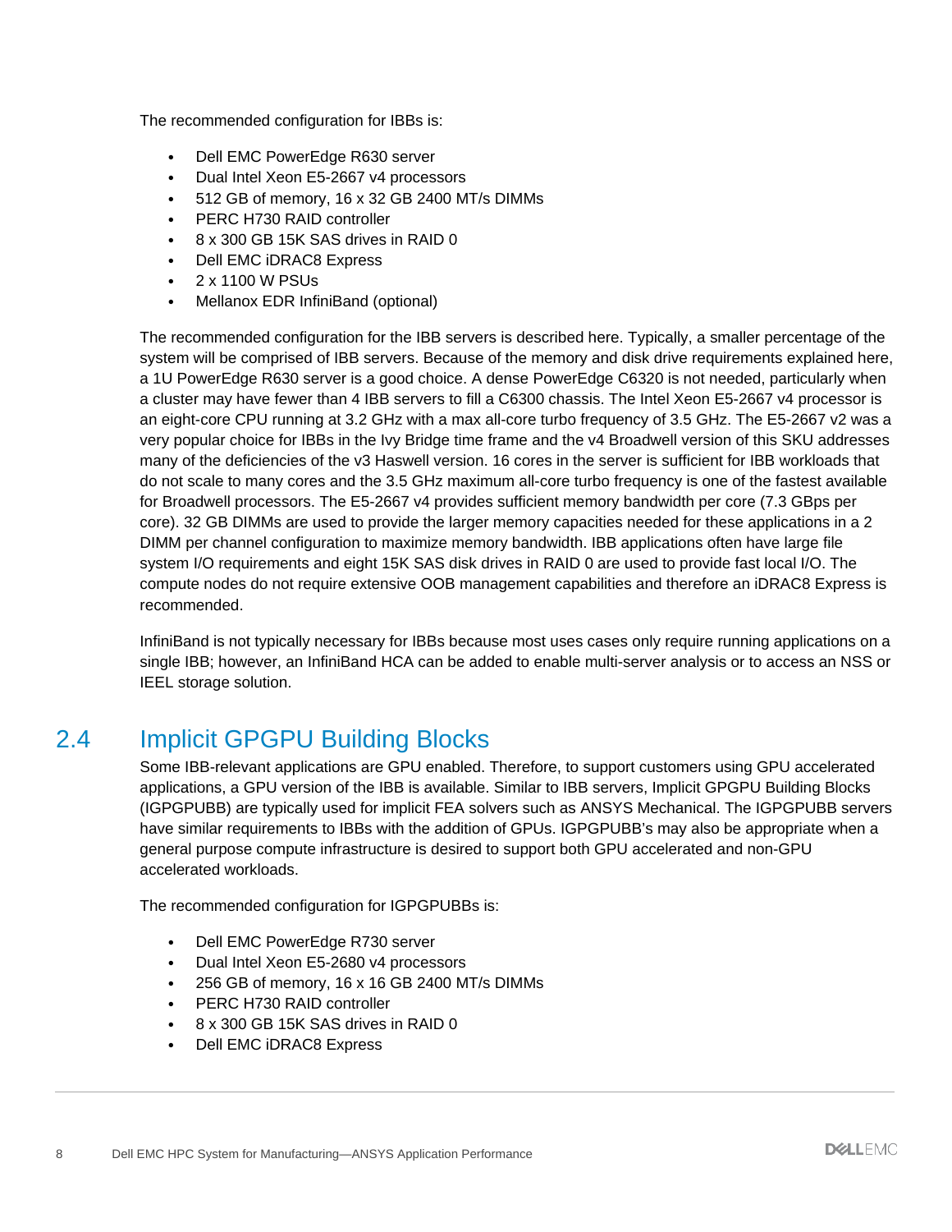The recommended configuration for IBBs is:

- Dell EMC PowerEdge R630 server
- Dual Intel Xeon E5-2667 v4 processors
- 512 GB of memory, 16 x 32 GB 2400 MT/s DIMMs
- PERC H730 RAID controller
- 8 x 300 GB 15K SAS drives in RAID 0
- Dell EMC iDRAC8 Express
- 2 x 1100 W PSUs
- Mellanox EDR InfiniBand (optional)

The recommended configuration for the IBB servers is described here. Typically, a smaller percentage of the system will be comprised of IBB servers. Because of the memory and disk drive requirements explained here, a 1U PowerEdge R630 server is a good choice. A dense PowerEdge C6320 is not needed, particularly when a cluster may have fewer than 4 IBB servers to fill a C6300 chassis. The Intel Xeon E5-2667 v4 processor is an eight-core CPU running at 3.2 GHz with a max all-core turbo frequency of 3.5 GHz. The E5-2667 v2 was a very popular choice for IBBs in the Ivy Bridge time frame and the v4 Broadwell version of this SKU addresses many of the deficiencies of the v3 Haswell version. 16 cores in the server is sufficient for IBB workloads that do not scale to many cores and the 3.5 GHz maximum all-core turbo frequency is one of the fastest available for Broadwell processors. The E5-2667 v4 provides sufficient memory bandwidth per core (7.3 GBps per core). 32 GB DIMMs are used to provide the larger memory capacities needed for these applications in a 2 DIMM per channel configuration to maximize memory bandwidth. IBB applications often have large file system I/O requirements and eight 15K SAS disk drives in RAID 0 are used to provide fast local I/O. The compute nodes do not require extensive OOB management capabilities and therefore an iDRAC8 Express is recommended.

InfiniBand is not typically necessary for IBBs because most uses cases only require running applications on a single IBB; however, an InfiniBand HCA can be added to enable multi-server analysis or to access an NSS or IEEL storage solution.

## 2.4 Implicit GPGPU Building Blocks

Some IBB-relevant applications are GPU enabled. Therefore, to support customers using GPU accelerated applications, a GPU version of the IBB is available. Similar to IBB servers, Implicit GPGPU Building Blocks (IGPGPUBB) are typically used for implicit FEA solvers such as ANSYS Mechanical. The IGPGPUBB servers have similar requirements to IBBs with the addition of GPUs. IGPGPUBB's may also be appropriate when a general purpose compute infrastructure is desired to support both GPU accelerated and non-GPU accelerated workloads.

The recommended configuration for IGPGPUBBs is:

- Dell EMC PowerEdge R730 server
- Dual Intel Xeon E5-2680 v4 processors
- 256 GB of memory, 16 x 16 GB 2400 MT/s DIMMs
- PERC H730 RAID controller
- 8 x 300 GB 15K SAS drives in RAID 0
- Dell EMC iDRAC8 Express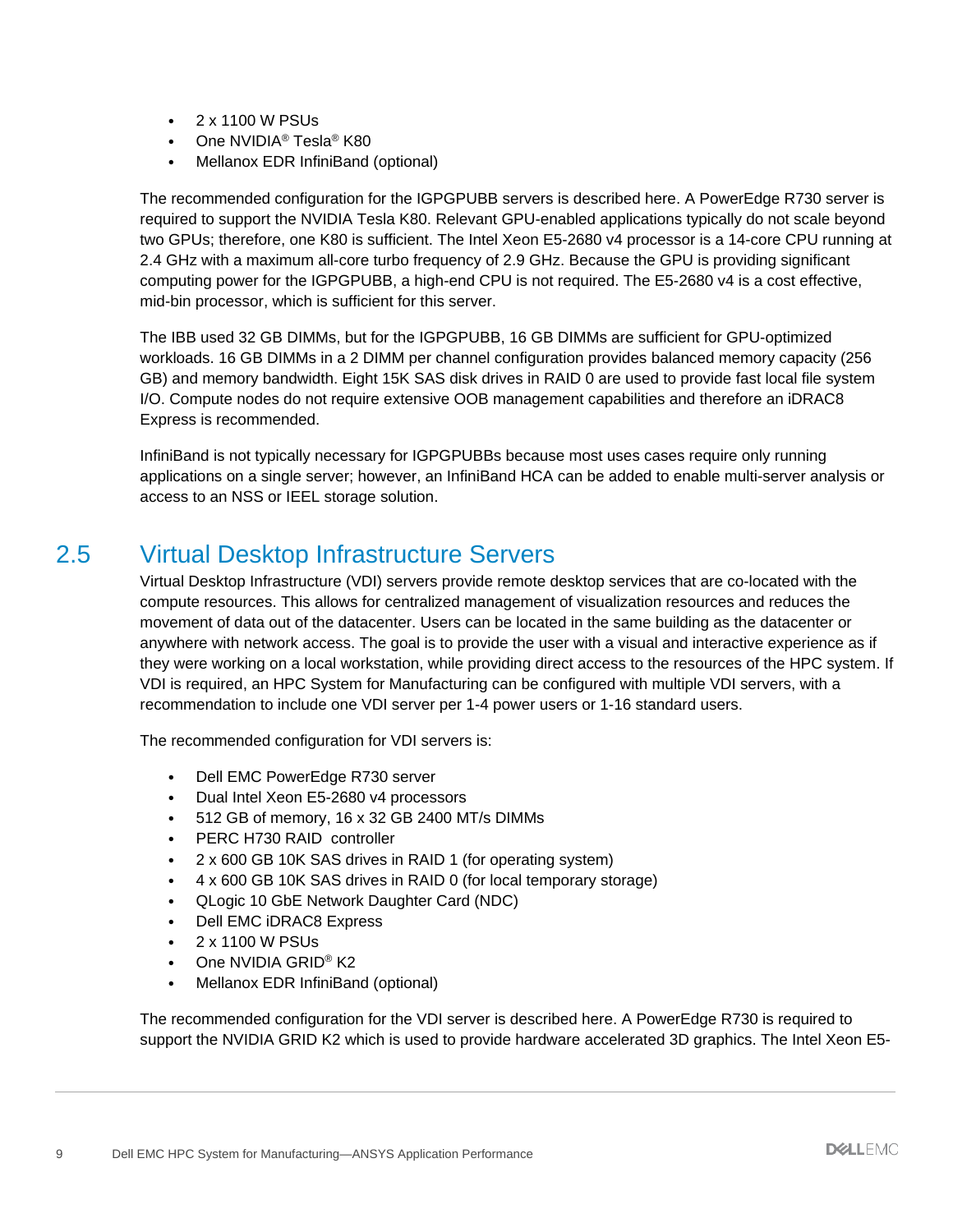- 2 x 1100 W PSUs
- One NVIDIA® Tesla® K80
- Mellanox EDR InfiniBand (optional)

The recommended configuration for the IGPGPUBB servers is described here. A PowerEdge R730 server is required to support the NVIDIA Tesla K80. Relevant GPU-enabled applications typically do not scale beyond two GPUs; therefore, one K80 is sufficient. The Intel Xeon E5-2680 v4 processor is a 14-core CPU running at 2.4 GHz with a maximum all-core turbo frequency of 2.9 GHz. Because the GPU is providing significant computing power for the IGPGPUBB, a high-end CPU is not required. The E5-2680 v4 is a cost effective, mid-bin processor, which is sufficient for this server.

The IBB used 32 GB DIMMs, but for the IGPGPUBB, 16 GB DIMMs are sufficient for GPU-optimized workloads. 16 GB DIMMs in a 2 DIMM per channel configuration provides balanced memory capacity (256 GB) and memory bandwidth. Eight 15K SAS disk drives in RAID 0 are used to provide fast local file system I/O. Compute nodes do not require extensive OOB management capabilities and therefore an iDRAC8 Express is recommended.

InfiniBand is not typically necessary for IGPGPUBBs because most uses cases require only running applications on a single server; however, an InfiniBand HCA can be added to enable multi-server analysis or access to an NSS or IEEL storage solution.

## 2.5 Virtual Desktop Infrastructure Servers

Virtual Desktop Infrastructure (VDI) servers provide remote desktop services that are co-located with the compute resources. This allows for centralized management of visualization resources and reduces the movement of data out of the datacenter. Users can be located in the same building as the datacenter or anywhere with network access. The goal is to provide the user with a visual and interactive experience as if they were working on a local workstation, while providing direct access to the resources of the HPC system. If VDI is required, an HPC System for Manufacturing can be configured with multiple VDI servers, with a recommendation to include one VDI server per 1-4 power users or 1-16 standard users.

The recommended configuration for VDI servers is:

- Dell EMC PowerEdge R730 server
- Dual Intel Xeon E5-2680 v4 processors
- 512 GB of memory, 16 x 32 GB 2400 MT/s DIMMs
- PERC H730 RAID controller
- 2 x 600 GB 10K SAS drives in RAID 1 (for operating system)
- 4 x 600 GB 10K SAS drives in RAID 0 (for local temporary storage)
- QLogic 10 GbE Network Daughter Card (NDC)
- Dell EMC iDRAC8 Express
- 2 x 1100 W PSUs
- One NVIDIA GRID® K2
- Mellanox EDR InfiniBand (optional)

The recommended configuration for the VDI server is described here. A PowerEdge R730 is required to support the NVIDIA GRID K2 which is used to provide hardware accelerated 3D graphics. The Intel Xeon E5-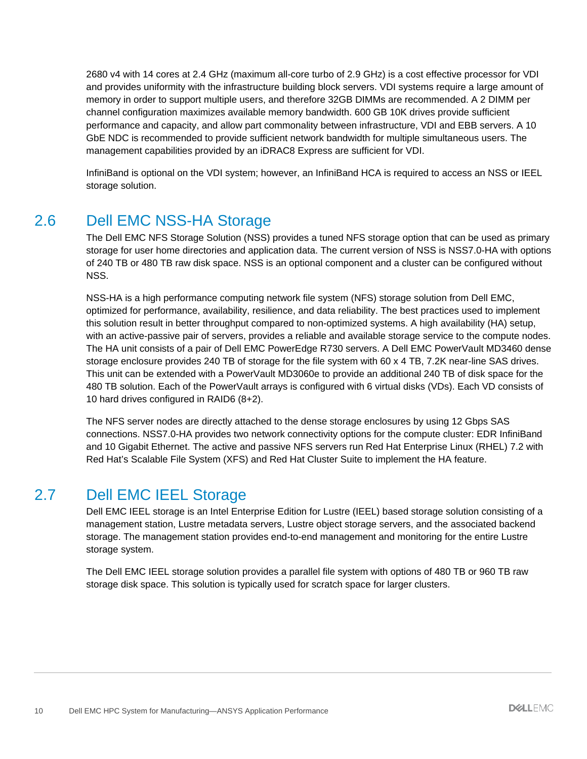2680 v4 with 14 cores at 2.4 GHz (maximum all-core turbo of 2.9 GHz) is a cost effective processor for VDI and provides uniformity with the infrastructure building block servers. VDI systems require a large amount of memory in order to support multiple users, and therefore 32GB DIMMs are recommended. A 2 DIMM per channel configuration maximizes available memory bandwidth. 600 GB 10K drives provide sufficient performance and capacity, and allow part commonality between infrastructure, VDI and EBB servers. A 10 GbE NDC is recommended to provide sufficient network bandwidth for multiple simultaneous users. The management capabilities provided by an iDRAC8 Express are sufficient for VDI.

InfiniBand is optional on the VDI system; however, an InfiniBand HCA is required to access an NSS or IEEL storage solution.

## 2.6 Dell EMC NSS-HA Storage

The Dell EMC NFS Storage Solution (NSS) provides a tuned NFS storage option that can be used as primary storage for user home directories and application data. The current version of NSS is NSS7.0-HA with options of 240 TB or 480 TB raw disk space. NSS is an optional component and a cluster can be configured without NSS.

NSS-HA is a high performance computing network file system (NFS) storage solution from Dell EMC, optimized for performance, availability, resilience, and data reliability. The best practices used to implement this solution result in better throughput compared to non-optimized systems. A high availability (HA) setup, with an active-passive pair of servers, provides a reliable and available storage service to the compute nodes. The HA unit consists of a pair of Dell EMC PowerEdge R730 servers. A Dell EMC PowerVault MD3460 dense storage enclosure provides 240 TB of storage for the file system with 60 x 4 TB, 7.2K near-line SAS drives. This unit can be extended with a PowerVault MD3060e to provide an additional 240 TB of disk space for the 480 TB solution. Each of the PowerVault arrays is configured with 6 virtual disks (VDs). Each VD consists of 10 hard drives configured in RAID6 (8+2).

The NFS server nodes are directly attached to the dense storage enclosures by using 12 Gbps SAS connections. NSS7.0-HA provides two network connectivity options for the compute cluster: EDR InfiniBand and 10 Gigabit Ethernet. The active and passive NFS servers run Red Hat Enterprise Linux (RHEL) 7.2 with Red Hat's Scalable File System (XFS) and Red Hat Cluster Suite to implement the HA feature.

## 2.7 Dell EMC IEEL Storage

Dell EMC IEEL storage is an Intel Enterprise Edition for Lustre (IEEL) based storage solution consisting of a management station, Lustre metadata servers, Lustre object storage servers, and the associated backend storage. The management station provides end-to-end management and monitoring for the entire Lustre storage system.

The Dell EMC IEEL storage solution provides a parallel file system with options of 480 TB or 960 TB raw storage disk space. This solution is typically used for scratch space for larger clusters.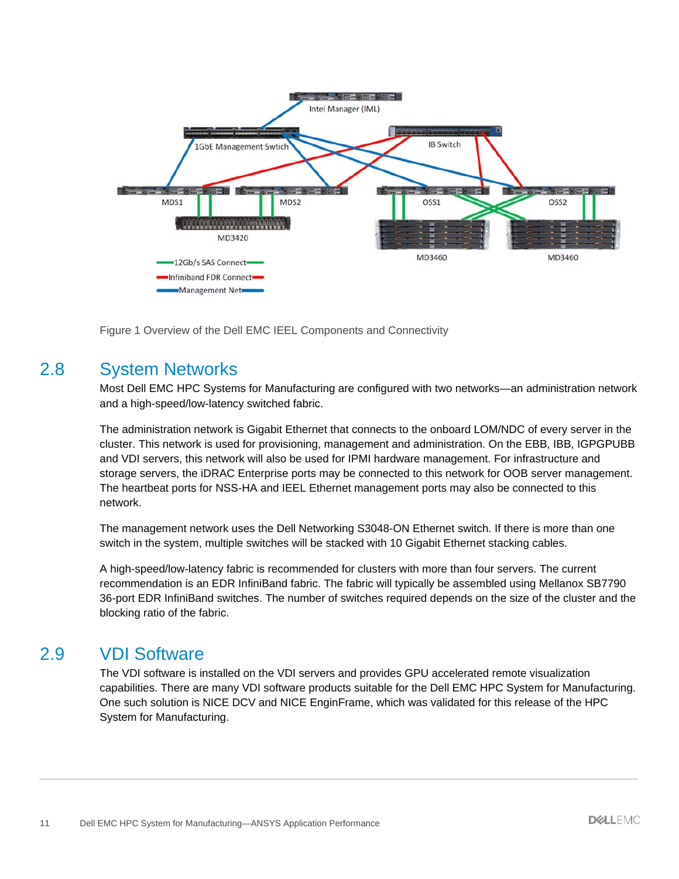Figure 1 Overview of the Dell EMC IEEL Components and Connectivity

## 2.8 System Networks

Most Dell EMC HPC Systems for Manufacturing are configured with two networks—an administration network and a high-speed/low-latency switched fabric.

The administration network is Gigabit Ethernet that connects to the onboard LOM/NDC of every server in the cluster. This network is used for provisioning, management and administration. On the EBB, IBB, IGPGPUBB and VDI servers, this network will also be used for IPMI hardware management. For infrastructure and storage servers, the iDRAC Enterprise ports may be connected to this network for OOB server management. The heartbeat ports for NSS-HA and IEEL Ethernet management ports may also be connected to this network.

The management network uses the Dell Networking S3048-ON Ethernet switch. If there is more than one switch in the system, multiple switches will be stacked with 10 Gigabit Ethernet stacking cables.

A high-speed/low-latency fabric is recommended for clusters with more than four servers. The current recommendation is an EDR InfiniBand fabric. The fabric will typically be assembled using Mellanox SB7790 36-port EDR InfiniBand switches. The number of switches required depends on the size of the cluster and the blocking ratio of the fabric.

## 2.9 VDI Software

The VDI software is installed on the VDI servers and provides GPU accelerated remote visualization capabilities. There are many VDI software products suitable for the Dell EMC HPC System for Manufacturing. One such solution is NICE DCV and NICE EnginFrame, which was validated for this release of the HPC System for Manufacturing.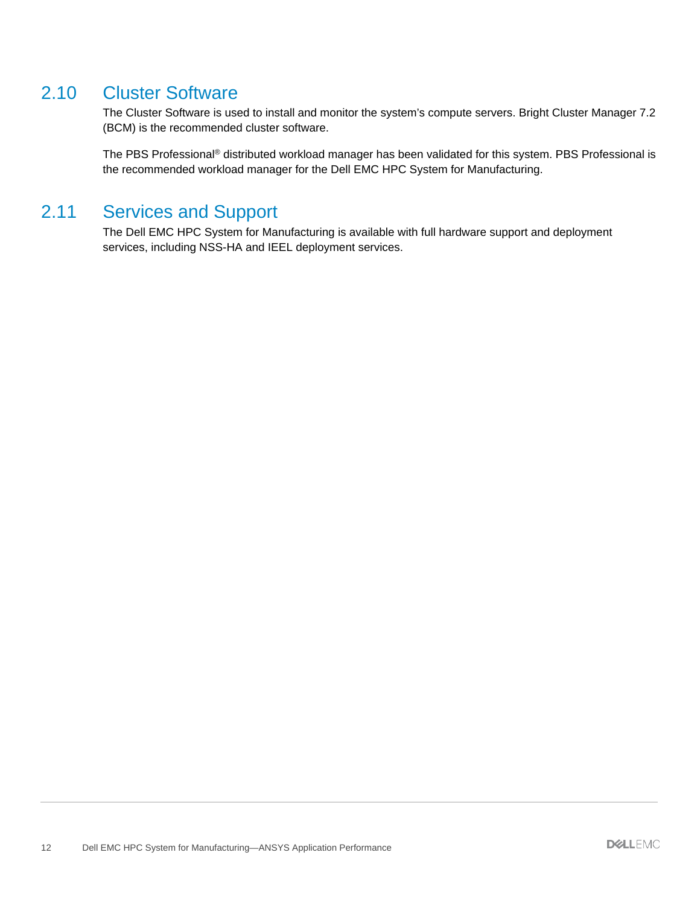## 2.10 Cluster Software

The Cluster Software is used to install and monitor the system's compute servers. Bright Cluster Manager 7.2 (BCM) is the recommended cluster software.

The PBS Professional® distributed workload manager has been validated for this system. PBS Professional is the recommended workload manager for the Dell EMC HPC System for Manufacturing.

## 2.11 Services and Support

The Dell EMC HPC System for Manufacturing is available with full hardware support and deployment services, including NSS-HA and IEEL deployment services.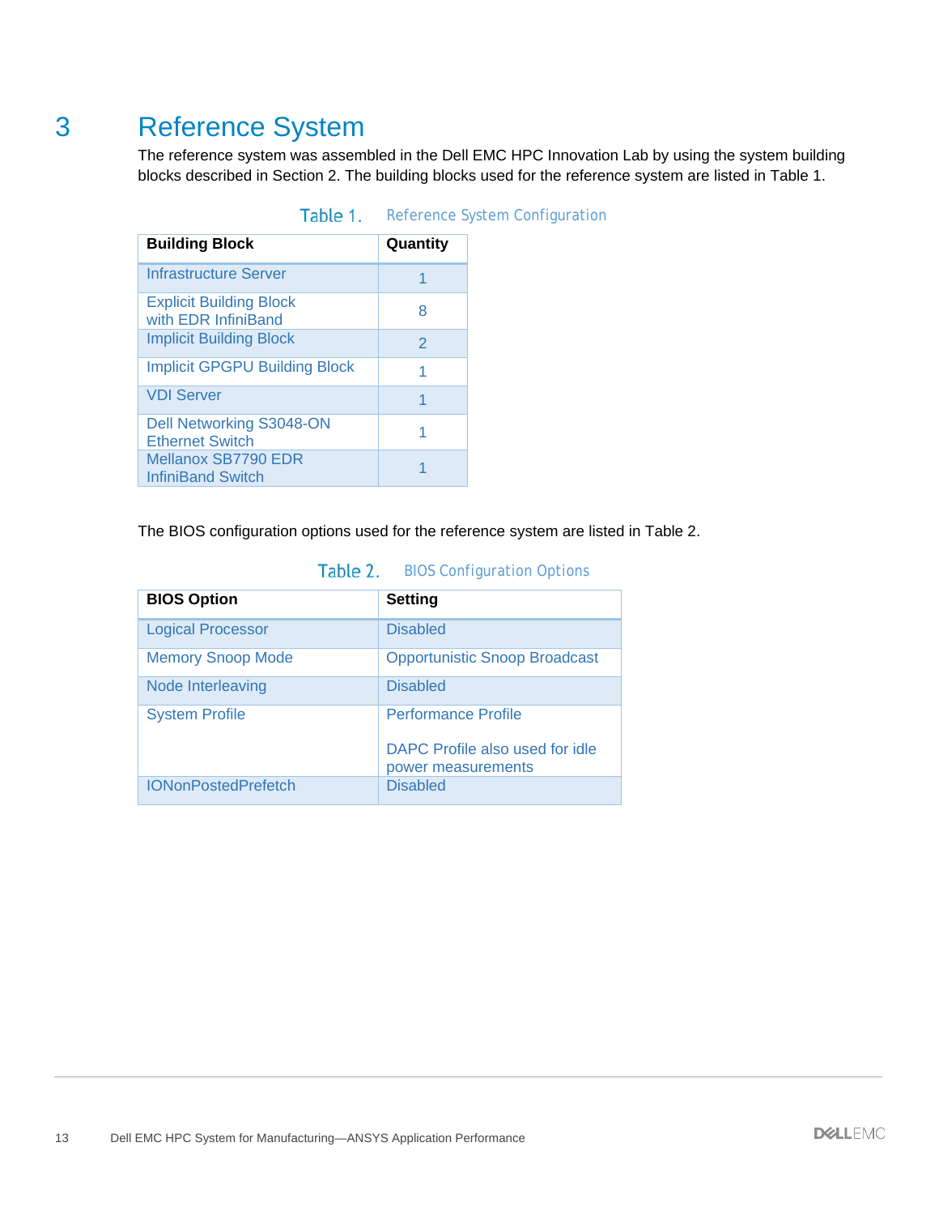# 3 Reference System

The reference system was assembled in the Dell EMC HPC Innovation Lab by using the system building blocks described in Section 2. The building blocks used for the reference system are listed in Table 1.

Table 1. Reference System Configuration

| Building Block | Quantity |
|---|---|
| Infrastructure Server | 1 |
| Explicit Building Block with EDR InfiniBand | 8 |
| Implicit Building Block | 2 |
| Implicit GPGPU Building Block | 1 |
| VDI Server | 1 |
| Dell Networking S3048-ON Ethernet Switch | 1 |
| Mellanox SB7790 EDR InfiniBand Switch | 1 |

The BIOS configuration options used for the reference system are listed in Table 2.

Table 2. BIOS Configuration Options

| BIOS Option | Setting |
|---|---|
| Logical Processor | Disabled |
| Memory Snoop Mode | Opportunistic Snoop Broadcast |
| Node Interleaving | Disabled |
| System Profile | Performance Profile<br><br>DAPC Profile also used for idle power measurements |
| IONonPostedPrefetch | Disabled |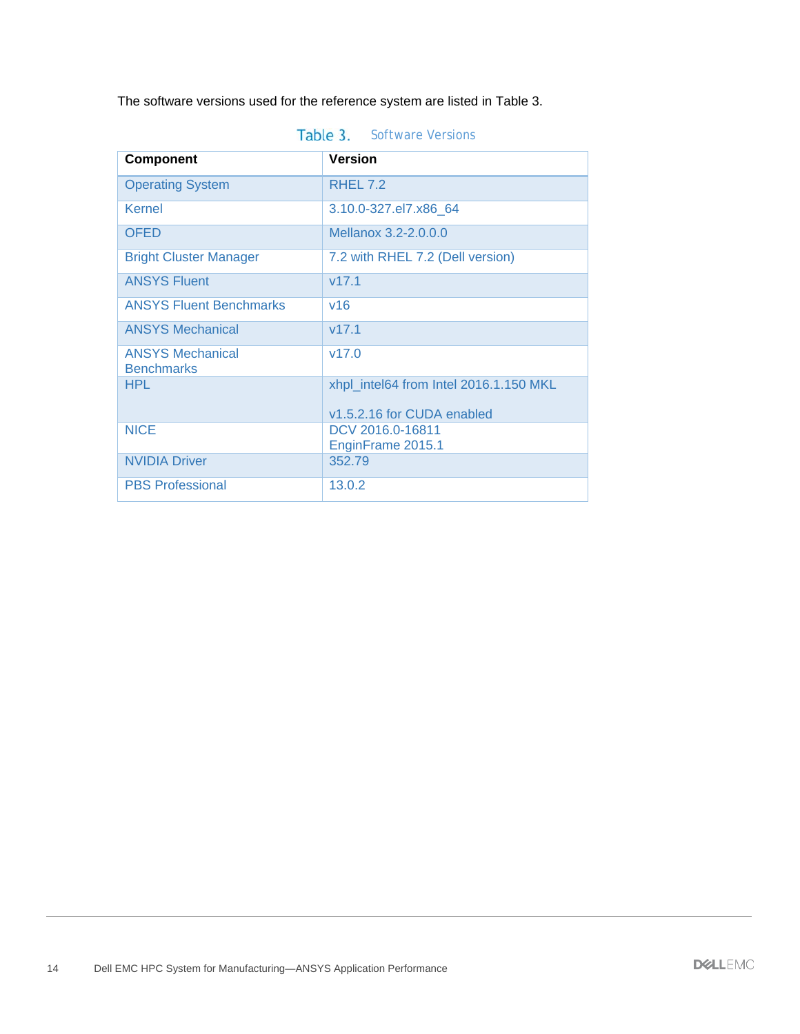The software versions used for the reference system are listed in Table 3.

Table 3. Software Versions

| Component | Version |
|---|---|
| Operating System | RHEL 7.2 |
| Kernel | 3.10.0-327.el7.x86_64 |
| OFED | Mellanox 3.2-2.0.0.0 |
| Bright Cluster Manager | 7.2 with RHEL 7.2 (Dell version) |
| ANSYS Fluent | v17.1 |
| ANSYS Fluent Benchmarks | v16 |
| ANSYS Mechanical | v17.1 |
| ANSYS Mechanical Benchmarks | v17.0 |
| HPL | xhpl_intel64 from Intel 2016.1.150 MKL<br><br>v1.5.2.16 for CUDA enabled |
| NICE | DCV 2016.0-16811<br>EnginFrame 2015.1 |
| NVIDIA Driver | 352.79 |
| PBS Professional | 13.0.2 |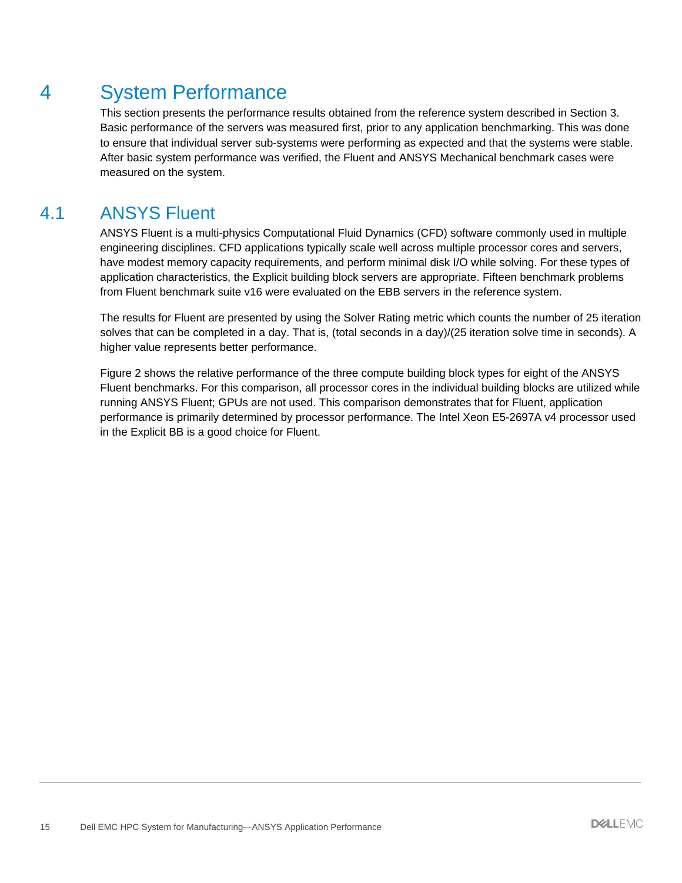# 4 System Performance

This section presents the performance results obtained from the reference system described in Section 3. Basic performance of the servers was measured first, prior to any application benchmarking. This was done to ensure that individual server sub-systems were performing as expected and that the systems were stable. After basic system performance was verified, the Fluent and ANSYS Mechanical benchmark cases were measured on the system.

## 4.1 ANSYS Fluent

ANSYS Fluent is a multi-physics Computational Fluid Dynamics (CFD) software commonly used in multiple engineering disciplines. CFD applications typically scale well across multiple processor cores and servers, have modest memory capacity requirements, and perform minimal disk I/O while solving. For these types of application characteristics, the Explicit building block servers are appropriate. Fifteen benchmark problems from Fluent benchmark suite v16 were evaluated on the EBB servers in the reference system.

The results for Fluent are presented by using the Solver Rating metric which counts the number of 25 iteration solves that can be completed in a day. That is, (total seconds in a day)/(25 iteration solve time in seconds). A higher value represents better performance.

Figure 2 shows the relative performance of the three compute building block types for eight of the ANSYS Fluent benchmarks. For this comparison, all processor cores in the individual building blocks are utilized while running ANSYS Fluent; GPUs are not used. This comparison demonstrates that for Fluent, application performance is primarily determined by processor performance. The Intel Xeon E5-2697A v4 processor used in the Explicit BB is a good choice for Fluent.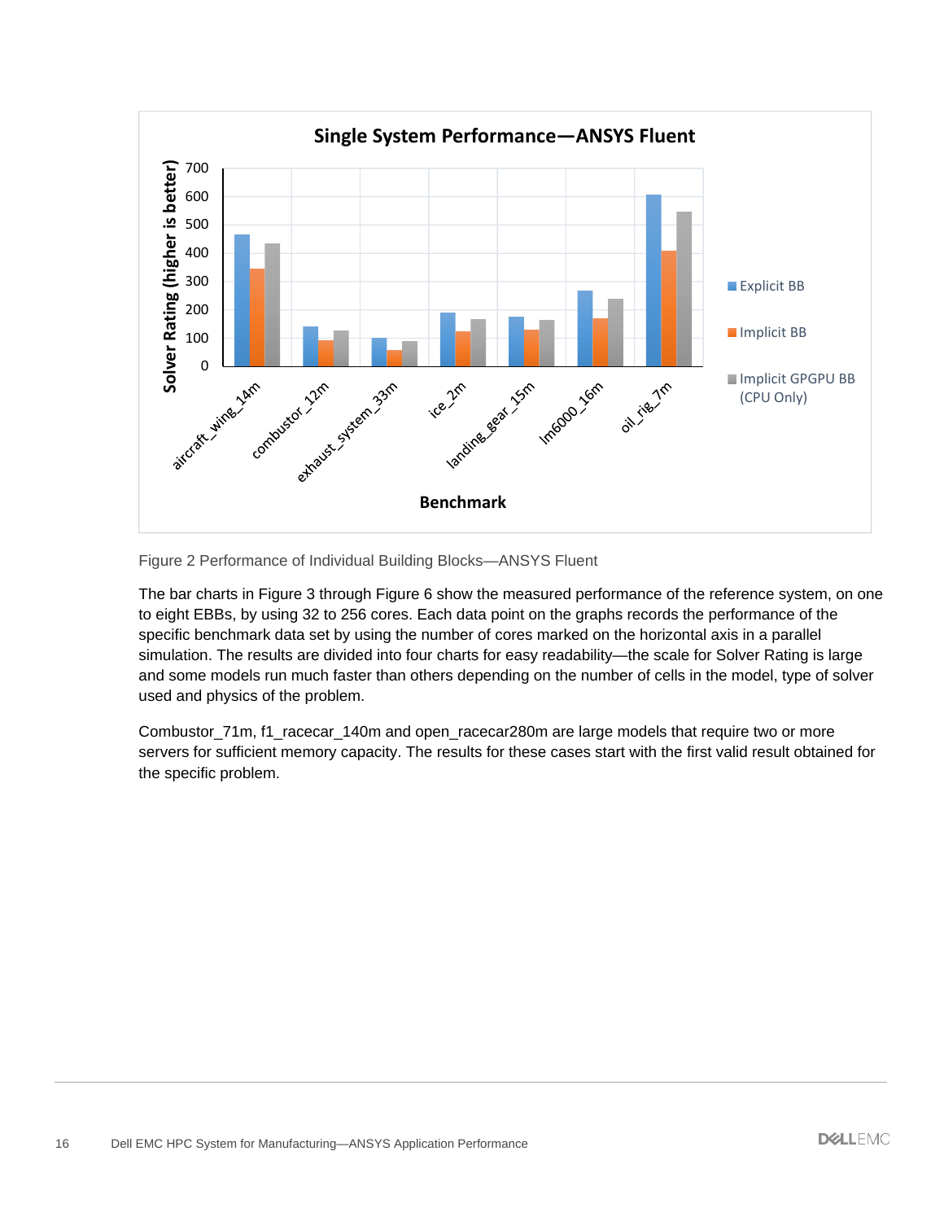Figure 2 Performance of Individual Building Blocks—ANSYS Fluent

The bar charts in Figure 3 through Figure 6 show the measured performance of the reference system, on one to eight EBBs, by using 32 to 256 cores. Each data point on the graphs records the performance of the specific benchmark data set by using the number of cores marked on the horizontal axis in a parallel simulation. The results are divided into four charts for easy readability—the scale for Solver Rating is large and some models run much faster than others depending on the number of cells in the model, type of solver used and physics of the problem.

Combustor_71m, f1_racecar_140m and open_racecar280m are large models that require two or more servers for sufficient memory capacity. The results for these cases start with the first valid result obtained for the specific problem.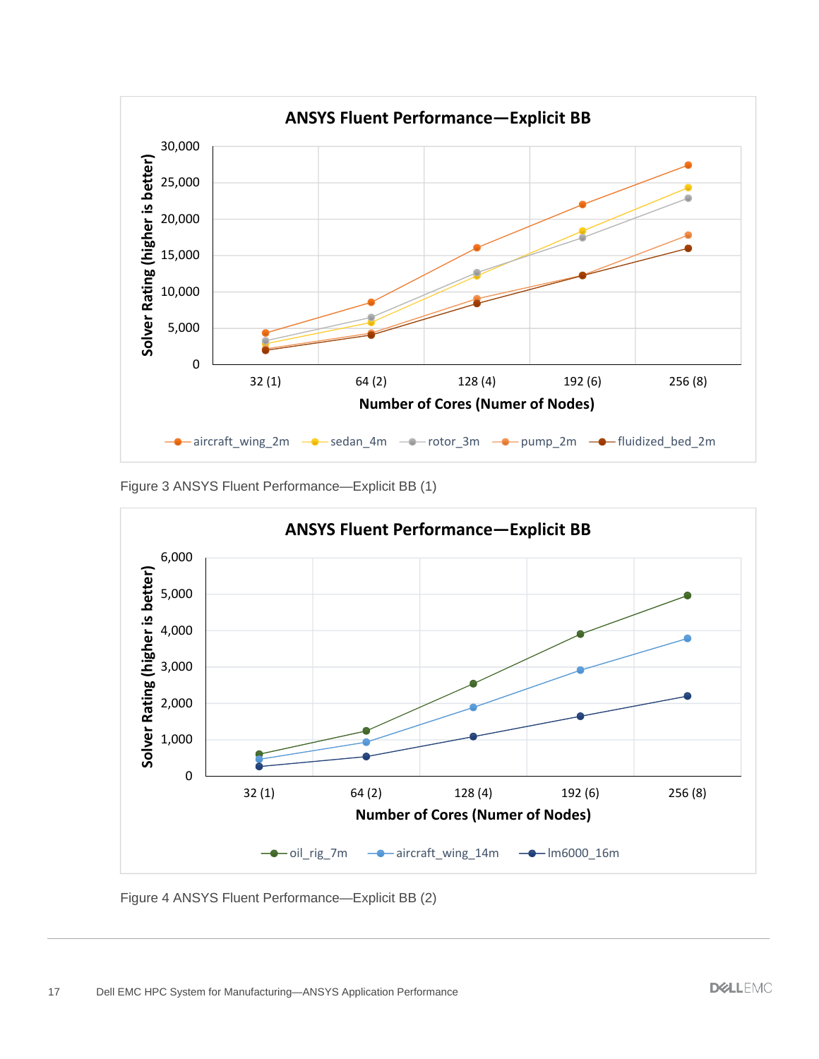Figure 3 ANSYS Fluent Performance—Explicit BB (1)

Figure 4 ANSYS Fluent Performance—Explicit BB (2)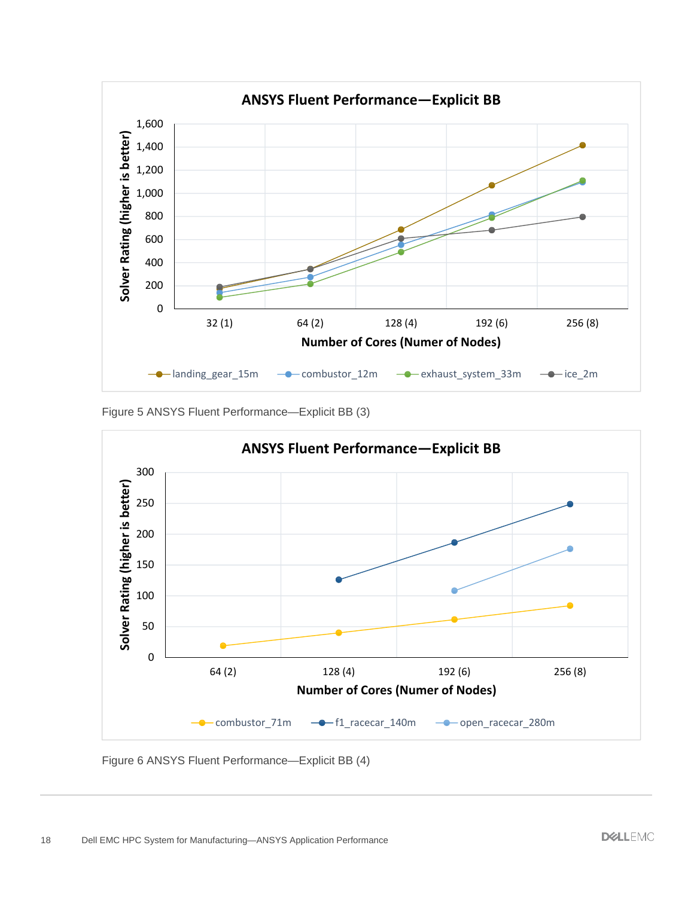Figure 5 ANSYS Fluent Performance—Explicit BB (3)

Figure 6 ANSYS Fluent Performance—Explicit BB (4)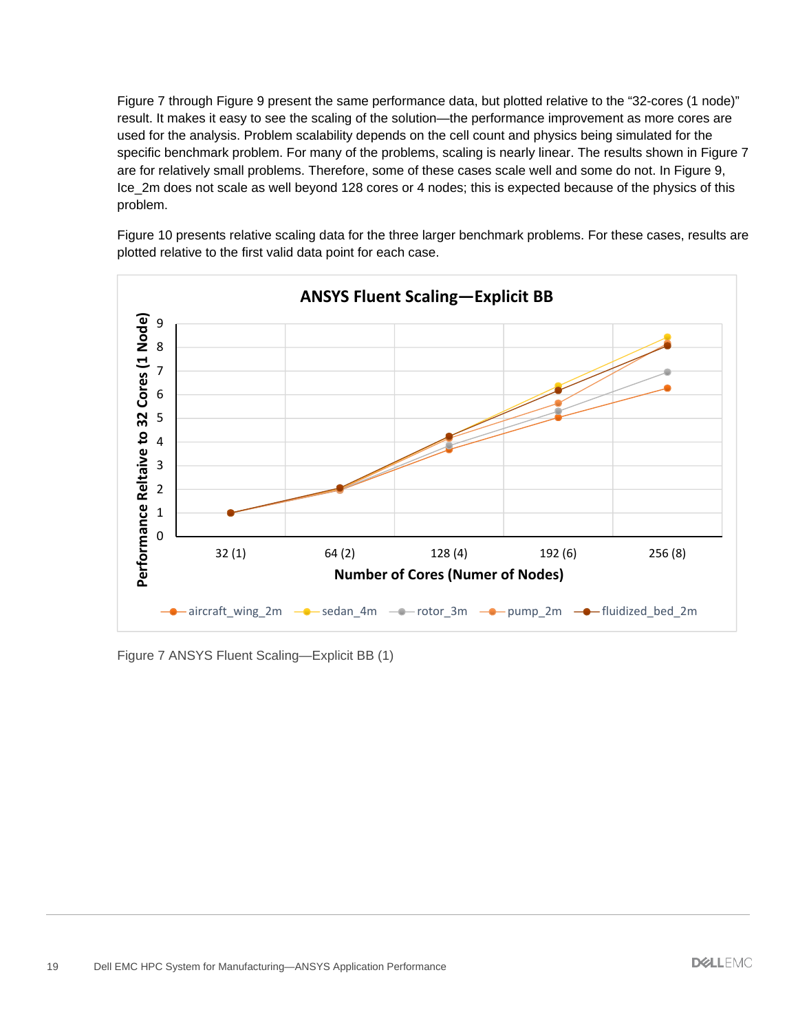Figure 7 through Figure 9 present the same performance data, but plotted relative to the "32-cores (1 node)" result. It makes it easy to see the scaling of the solution—the performance improvement as more cores are used for the analysis. Problem scalability depends on the cell count and physics being simulated for the specific benchmark problem. For many of the problems, scaling is nearly linear. The results shown in Figure 7 are for relatively small problems. Therefore, some of these cases scale well and some do not. In Figure 9, Ice_2m does not scale as well beyond 128 cores or 4 nodes; this is expected because of the physics of this problem.

Figure 10 presents relative scaling data for the three larger benchmark problems. For these cases, results are plotted relative to the first valid data point for each case.

Figure 7 ANSYS Fluent Scaling—Explicit BB (1)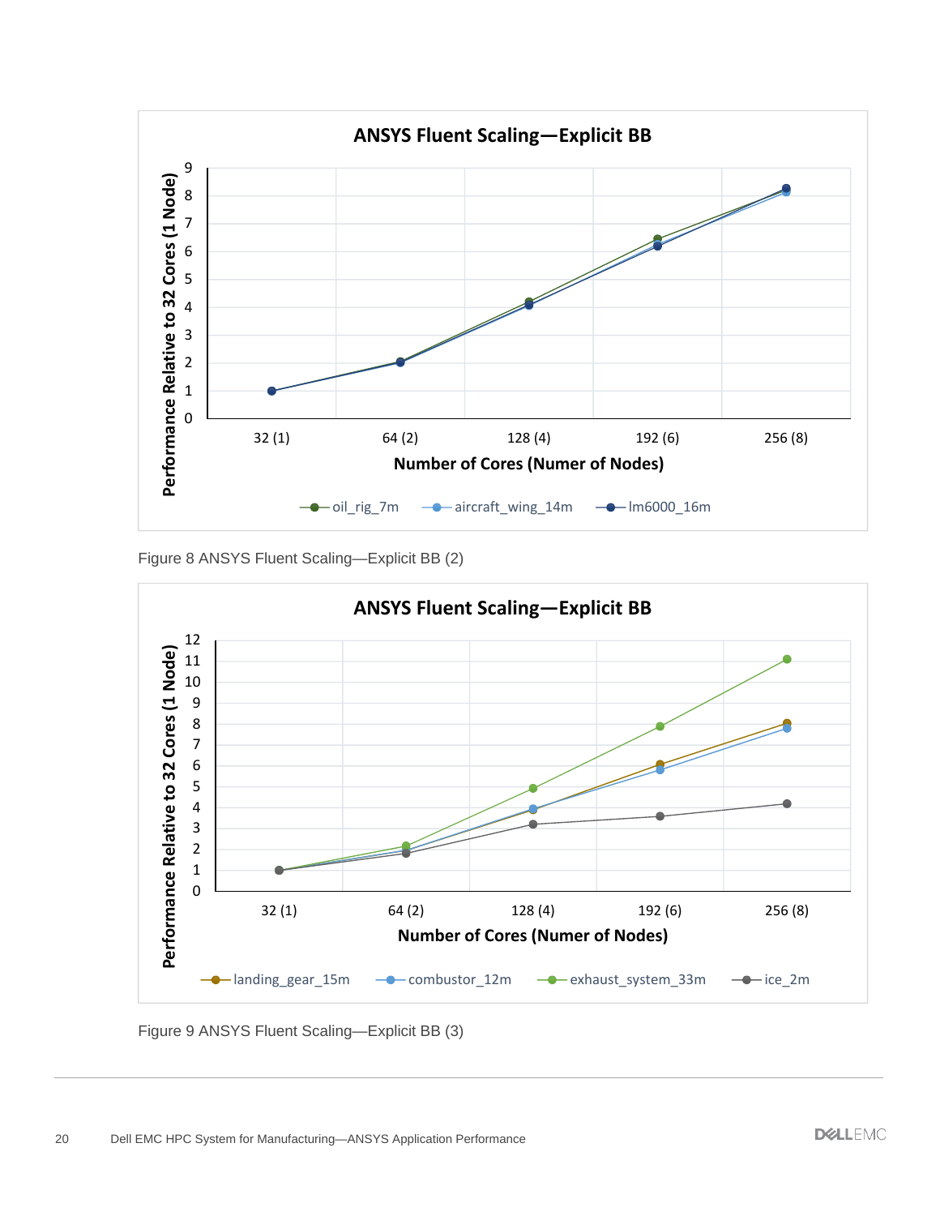Figure 8 ANSYS Fluent Scaling—Explicit BB (2)

Figure 9 ANSYS Fluent Scaling—Explicit BB (3)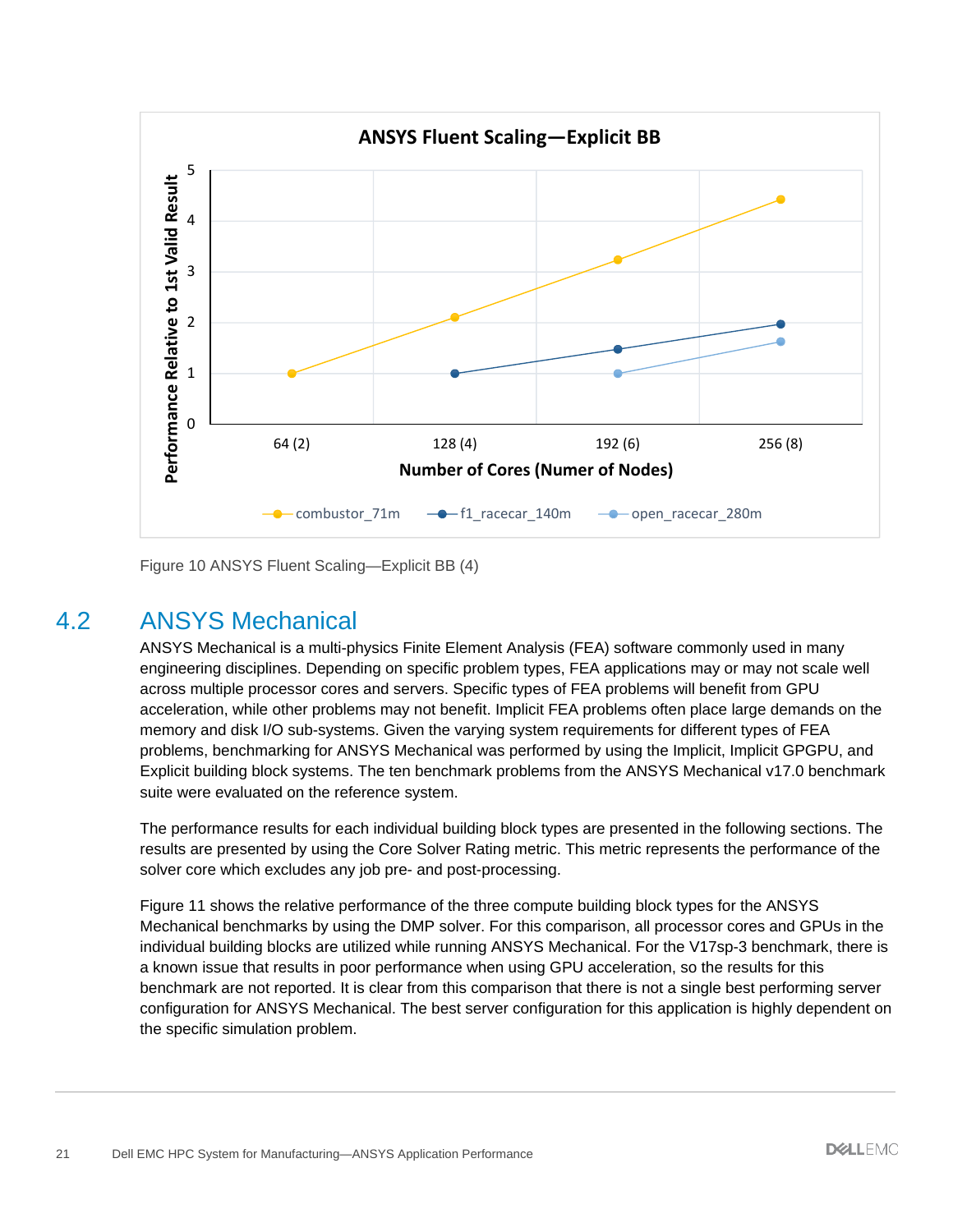Figure 10 ANSYS Fluent Scaling—Explicit BB (4)

## 4.2 ANSYS Mechanical

ANSYS Mechanical is a multi-physics Finite Element Analysis (FEA) software commonly used in many engineering disciplines. Depending on specific problem types, FEA applications may or may not scale well across multiple processor cores and servers. Specific types of FEA problems will benefit from GPU acceleration, while other problems may not benefit. Implicit FEA problems often place large demands on the memory and disk I/O sub-systems. Given the varying system requirements for different types of FEA problems, benchmarking for ANSYS Mechanical was performed by using the Implicit, Implicit GPGPU, and Explicit building block systems. The ten benchmark problems from the ANSYS Mechanical v17.0 benchmark suite were evaluated on the reference system.

The performance results for each individual building block types are presented in the following sections. The results are presented by using the Core Solver Rating metric. This metric represents the performance of the solver core which excludes any job pre- and post-processing.

Figure 11 shows the relative performance of the three compute building block types for the ANSYS Mechanical benchmarks by using the DMP solver. For this comparison, all processor cores and GPUs in the individual building blocks are utilized while running ANSYS Mechanical. For the V17sp-3 benchmark, there is a known issue that results in poor performance when using GPU acceleration, so the results for this benchmark are not reported. It is clear from this comparison that there is not a single best performing server configuration for ANSYS Mechanical. The best server configuration for this application is highly dependent on the specific simulation problem.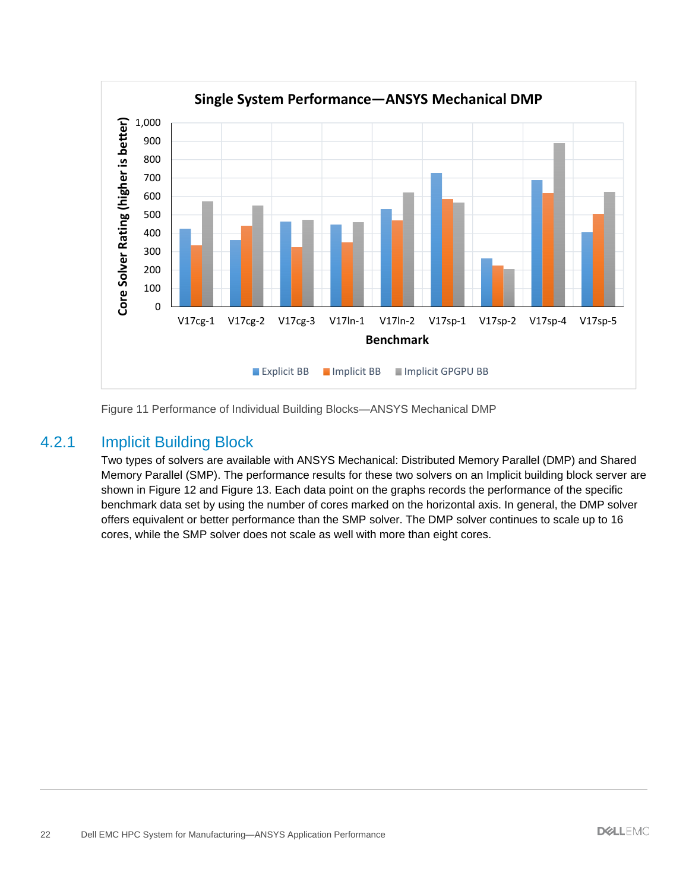Figure 11 Performance of Individual Building Blocks—ANSYS Mechanical DMP

### 4.2.1 Implicit Building Block

Two types of solvers are available with ANSYS Mechanical: Distributed Memory Parallel (DMP) and Shared Memory Parallel (SMP). The performance results for these two solvers on an Implicit building block server are shown in Figure 12 and Figure 13. Each data point on the graphs records the performance of the specific benchmark data set by using the number of cores marked on the horizontal axis. In general, the DMP solver offers equivalent or better performance than the SMP solver. The DMP solver continues to scale up to 16 cores, while the SMP solver does not scale as well with more than eight cores.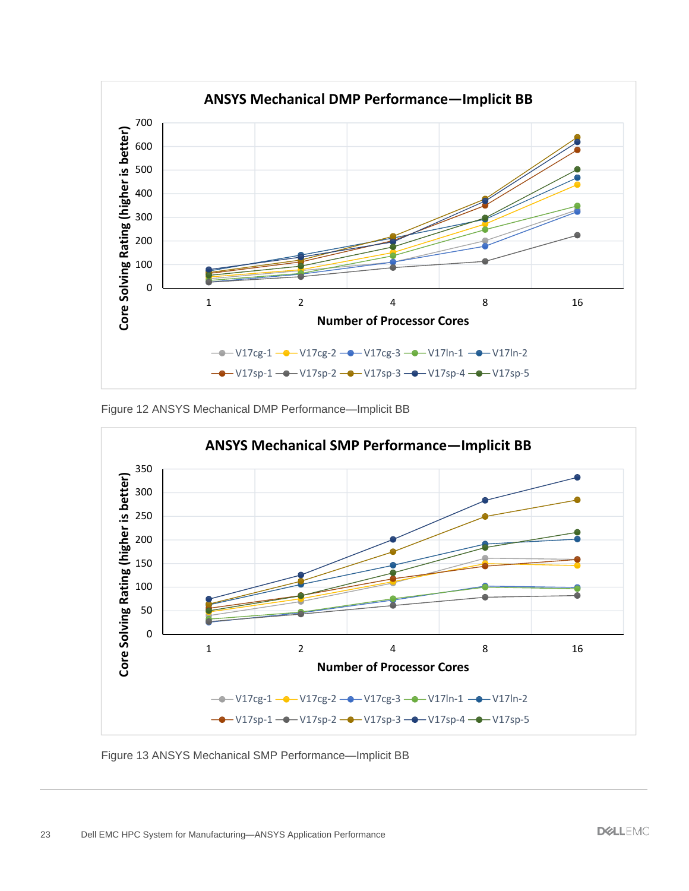Figure 12 ANSYS Mechanical DMP Performance—Implicit BB

Figure 13 ANSYS Mechanical SMP Performance—Implicit BB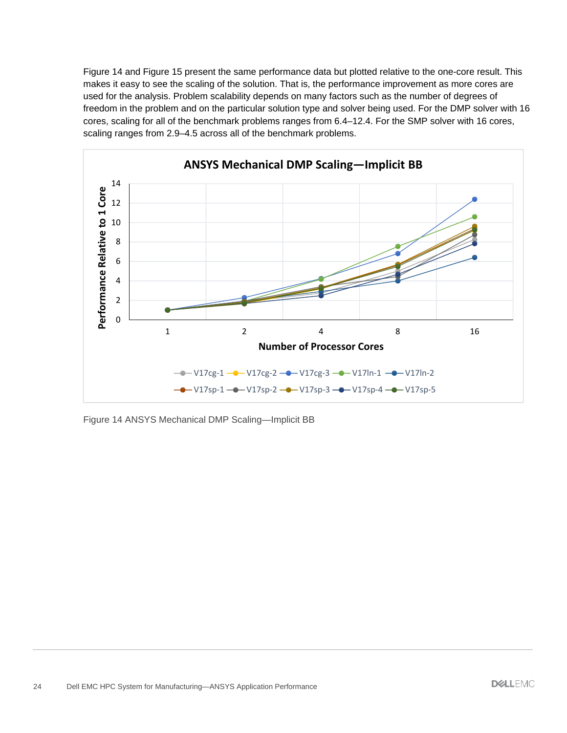Figure 14 and Figure 15 present the same performance data but plotted relative to the one-core result. This makes it easy to see the scaling of the solution. That is, the performance improvement as more cores are used for the analysis. Problem scalability depends on many factors such as the number of degrees of freedom in the problem and on the particular solution type and solver being used. For the DMP solver with 16 cores, scaling for all of the benchmark problems ranges from 6.4–12.4. For the SMP solver with 16 cores, scaling ranges from 2.9–4.5 across all of the benchmark problems.

Figure 14 ANSYS Mechanical DMP Scaling—Implicit BB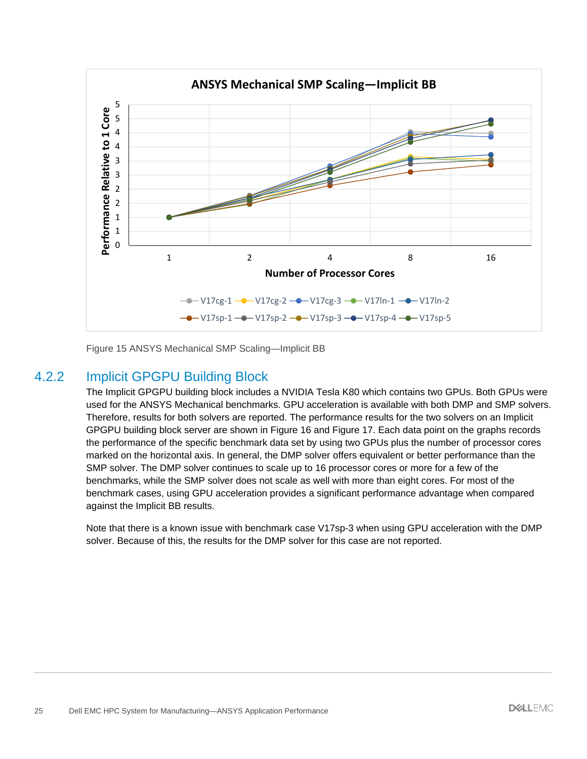Figure 15 ANSYS Mechanical SMP Scaling—Implicit BB

### 4.2.2 Implicit GPGPU Building Block

The Implicit GPGPU building block includes a NVIDIA Tesla K80 which contains two GPUs. Both GPUs were used for the ANSYS Mechanical benchmarks. GPU acceleration is available with both DMP and SMP solvers. Therefore, results for both solvers are reported. The performance results for the two solvers on an Implicit GPGPU building block server are shown in Figure 16 and Figure 17. Each data point on the graphs records the performance of the specific benchmark data set by using two GPUs plus the number of processor cores marked on the horizontal axis. In general, the DMP solver offers equivalent or better performance than the SMP solver. The DMP solver continues to scale up to 16 processor cores or more for a few of the benchmarks, while the SMP solver does not scale as well with more than eight cores. For most of the benchmark cases, using GPU acceleration provides a significant performance advantage when compared against the Implicit BB results.

Note that there is a known issue with benchmark case V17sp-3 when using GPU acceleration with the DMP solver. Because of this, the results for the DMP solver for this case are not reported.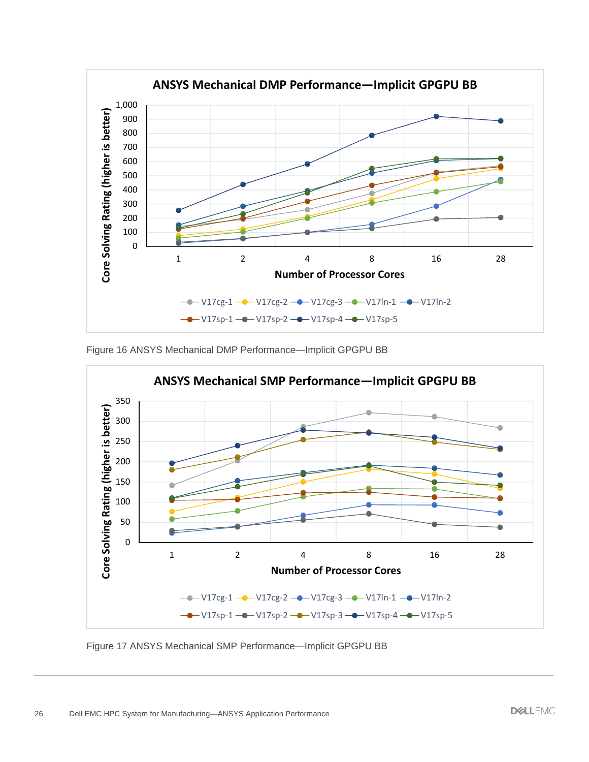Figure 16 ANSYS Mechanical DMP Performance—Implicit GPGPU BB

Figure 17 ANSYS Mechanical SMP Performance—Implicit GPGPU BB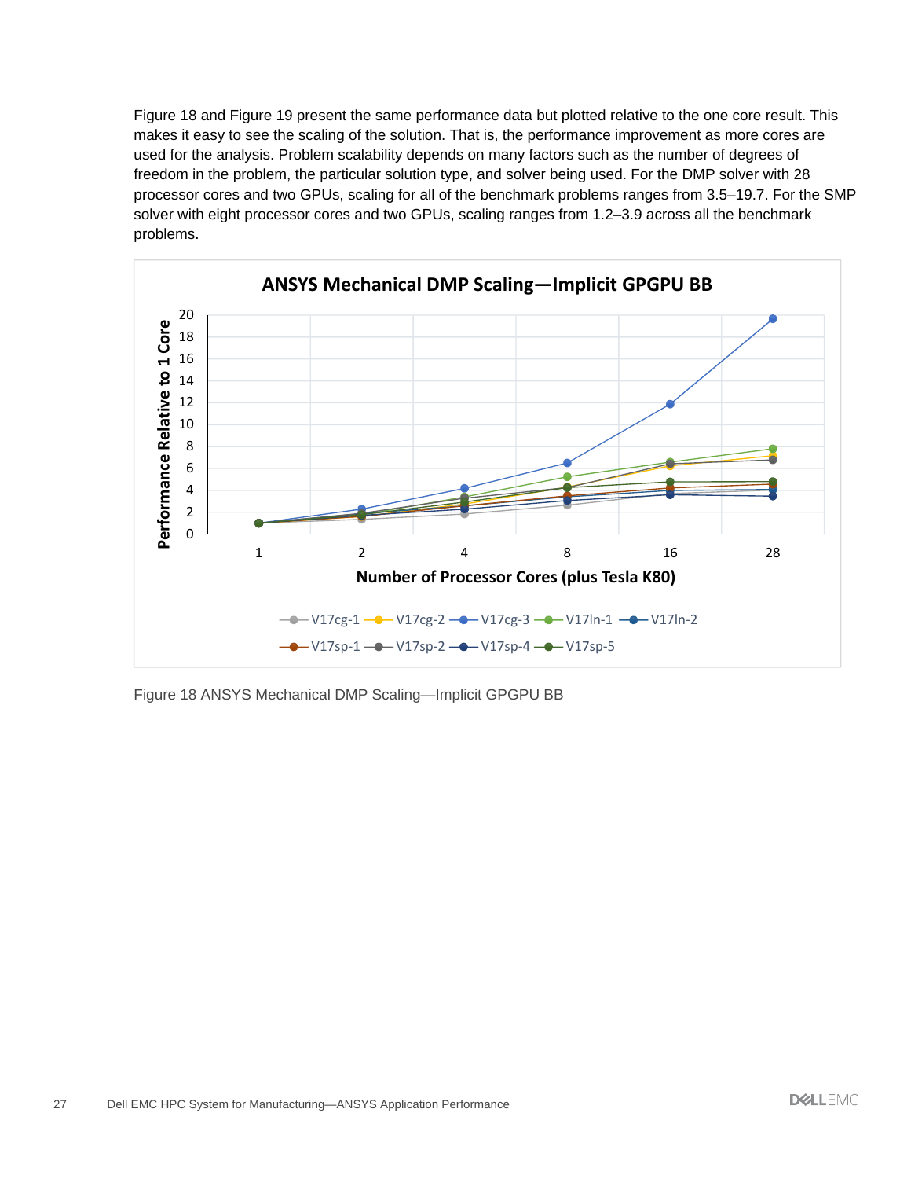Figure 18 and Figure 19 present the same performance data but plotted relative to the one core result. This makes it easy to see the scaling of the solution. That is, the performance improvement as more cores are used for the analysis. Problem scalability depends on many factors such as the number of degrees of freedom in the problem, the particular solution type, and solver being used. For the DMP solver with 28 processor cores and two GPUs, scaling for all of the benchmark problems ranges from 3.5–19.7. For the SMP solver with eight processor cores and two GPUs, scaling ranges from 1.2–3.9 across all the benchmark problems.

Figure 18 ANSYS Mechanical DMP Scaling—Implicit GPGPU BB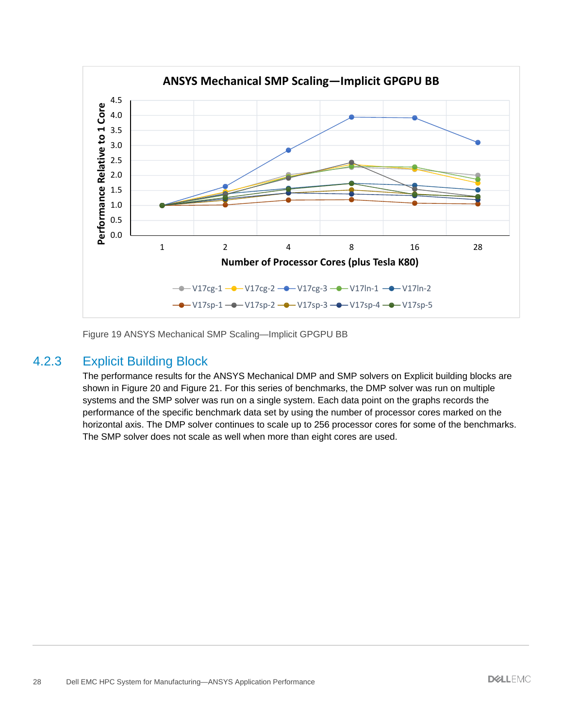Figure 19 ANSYS Mechanical SMP Scaling—Implicit GPGPU BB

### 4.2.3 Explicit Building Block

The performance results for the ANSYS Mechanical DMP and SMP solvers on Explicit building blocks are shown in Figure 20 and Figure 21. For this series of benchmarks, the DMP solver was run on multiple systems and the SMP solver was run on a single system. Each data point on the graphs records the performance of the specific benchmark data set by using the number of processor cores marked on the horizontal axis. The DMP solver continues to scale up to 256 processor cores for some of the benchmarks. The SMP solver does not scale as well when more than eight cores are used.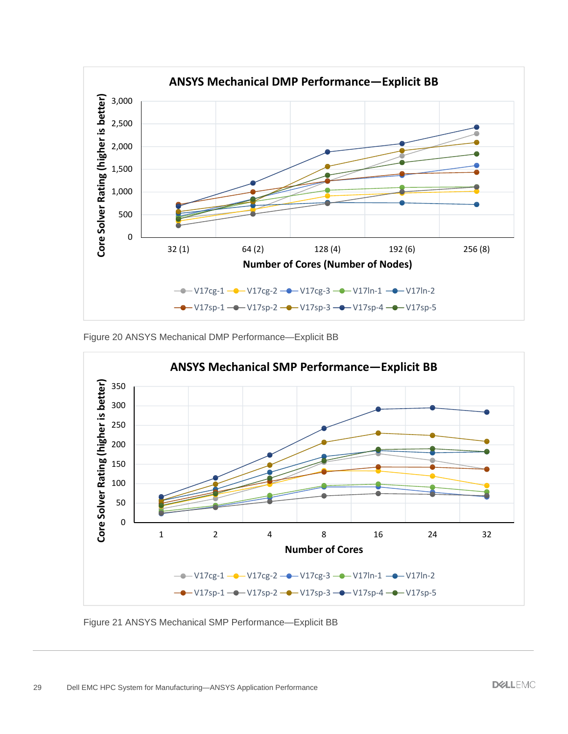Figure 20 ANSYS Mechanical DMP Performance—Explicit BB

Figure 21 ANSYS Mechanical SMP Performance—Explicit BB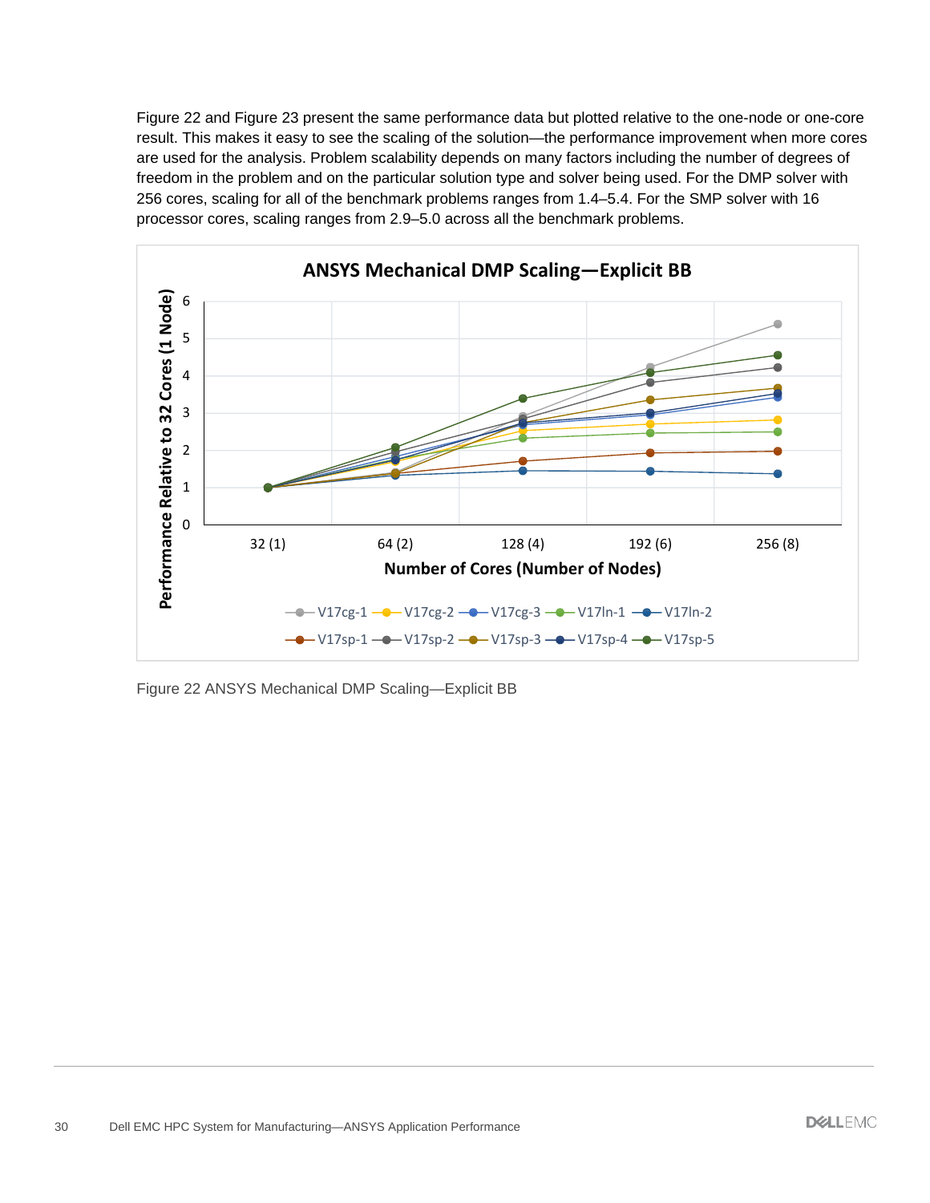Figure 22 and Figure 23 present the same performance data but plotted relative to the one-node or one-core result. This makes it easy to see the scaling of the solution—the performance improvement when more cores are used for the analysis. Problem scalability depends on many factors including the number of degrees of freedom in the problem and on the particular solution type and solver being used. For the DMP solver with 256 cores, scaling for all of the benchmark problems ranges from 1.4–5.4. For the SMP solver with 16 processor cores, scaling ranges from 2.9–5.0 across all the benchmark problems.

Figure 22 ANSYS Mechanical DMP Scaling—Explicit BB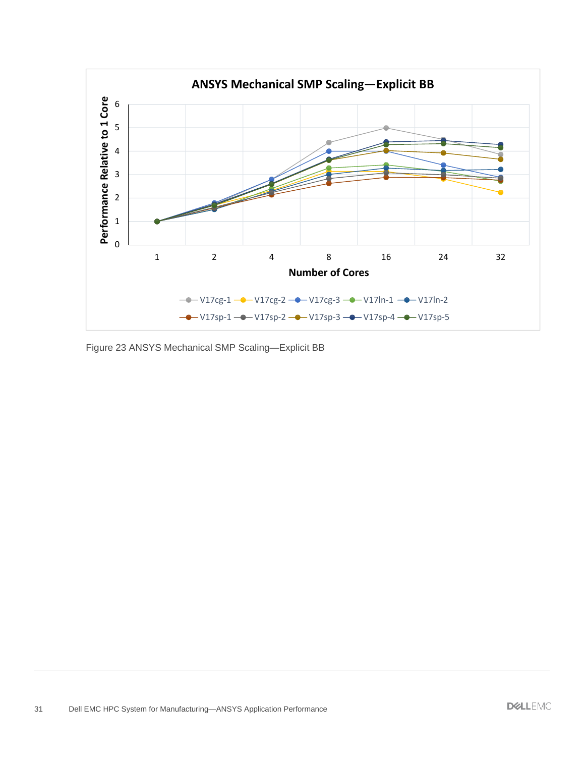Figure 23 ANSYS Mechanical SMP Scaling—Explicit BB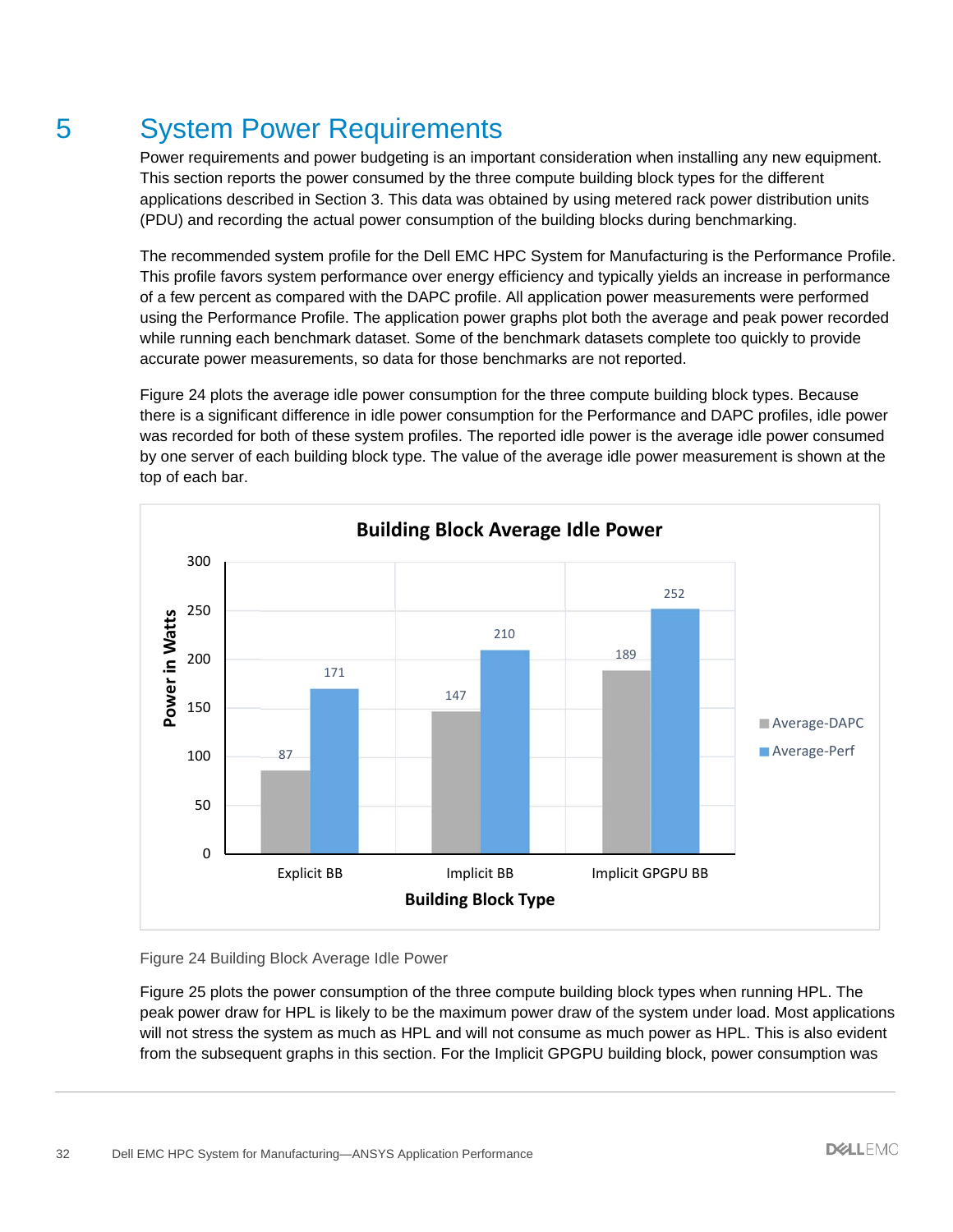# 5 System Power Requirements

Power requirements and power budgeting is an important consideration when installing any new equipment. This section reports the power consumed by the three compute building block types for the different applications described in Section 3. This data was obtained by using metered rack power distribution units (PDU) and recording the actual power consumption of the building blocks during benchmarking.

The recommended system profile for the Dell EMC HPC System for Manufacturing is the Performance Profile. This profile favors system performance over energy efficiency and typically yields an increase in performance of a few percent as compared with the DAPC profile. All application power measurements were performed using the Performance Profile. The application power graphs plot both the average and peak power recorded while running each benchmark dataset. Some of the benchmark datasets complete too quickly to provide accurate power measurements, so data for those benchmarks are not reported.

Figure 24 plots the average idle power consumption for the three compute building block types. Because there is a significant difference in idle power consumption for the Performance and DAPC profiles, idle power was recorded for both of these system profiles. The reported idle power is the average idle power consumed by one server of each building block type. The value of the average idle power measurement is shown at the top of each bar.

**Building Block Average Idle Power**

| Building Block Type | Average-DAPC (Watts) | Average-Perf (Watts) |
|---|---|---|
| Explicit BB | 87 | 171 |
| Implicit BB | 147 | 210 |
| Implicit GPGPU BB | 189 | 252 |

Figure 24 Building Block Average Idle Power

Figure 25 plots the power consumption of the three compute building block types when running HPL. The peak power draw for HPL is likely to be the maximum power draw of the system under load. Most applications will not stress the system as much as HPL and will not consume as much power as HPL. This is also evident from the subsequent graphs in this section. For the Implicit GPGPU building block, power consumption was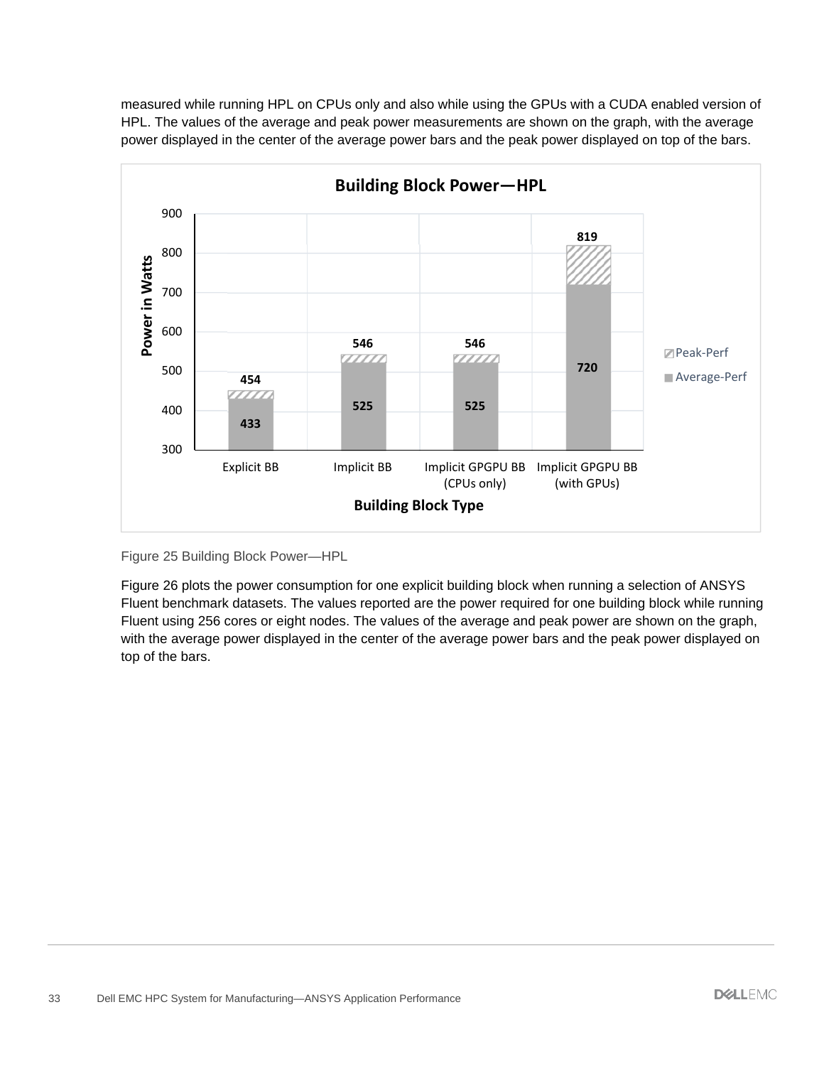measured while running HPL on CPUs only and also while using the GPUs with a CUDA enabled version of HPL. The values of the average and peak power measurements are shown on the graph, with the average power displayed in the center of the average power bars and the peak power displayed on top of the bars.

Figure 25 Building Block Power—HPL

Figure 26 plots the power consumption for one explicit building block when running a selection of ANSYS Fluent benchmark datasets. The values reported are the power required for one building block while running Fluent using 256 cores or eight nodes. The values of the average and peak power are shown on the graph, with the average power displayed in the center of the average power bars and the peak power displayed on top of the bars.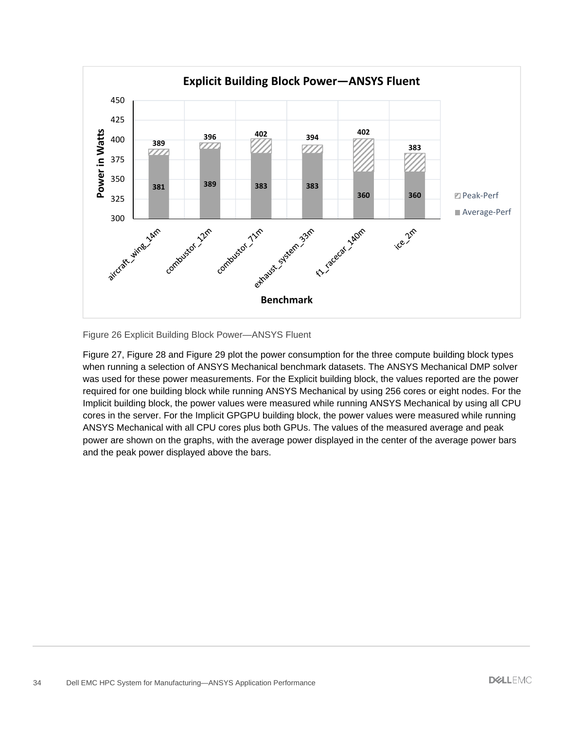Figure 26 Explicit Building Block Power—ANSYS Fluent

Figure 27, Figure 28 and Figure 29 plot the power consumption for the three compute building block types when running a selection of ANSYS Mechanical benchmark datasets. The ANSYS Mechanical DMP solver was used for these power measurements. For the Explicit building block, the values reported are the power required for one building block while running ANSYS Mechanical by using 256 cores or eight nodes. For the Implicit building block, the power values were measured while running ANSYS Mechanical by using all CPU cores in the server. For the Implicit GPGPU building block, the power values were measured while running ANSYS Mechanical with all CPU cores plus both GPUs. The values of the measured average and peak power are shown on the graphs, with the average power displayed in the center of the average power bars and the peak power displayed above the bars.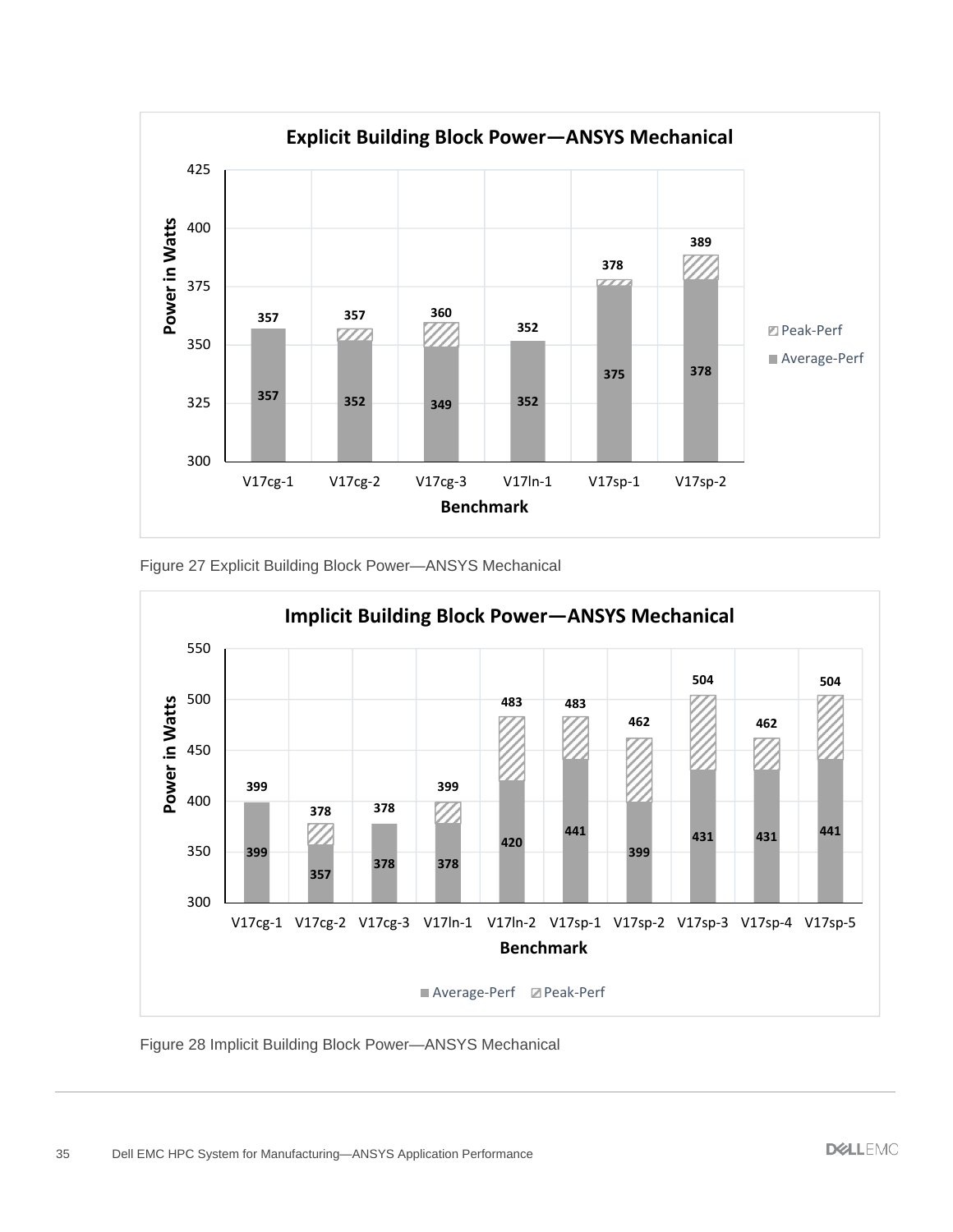Figure 27 Explicit Building Block Power—ANSYS Mechanical

Figure 28 Implicit Building Block Power—ANSYS Mechanical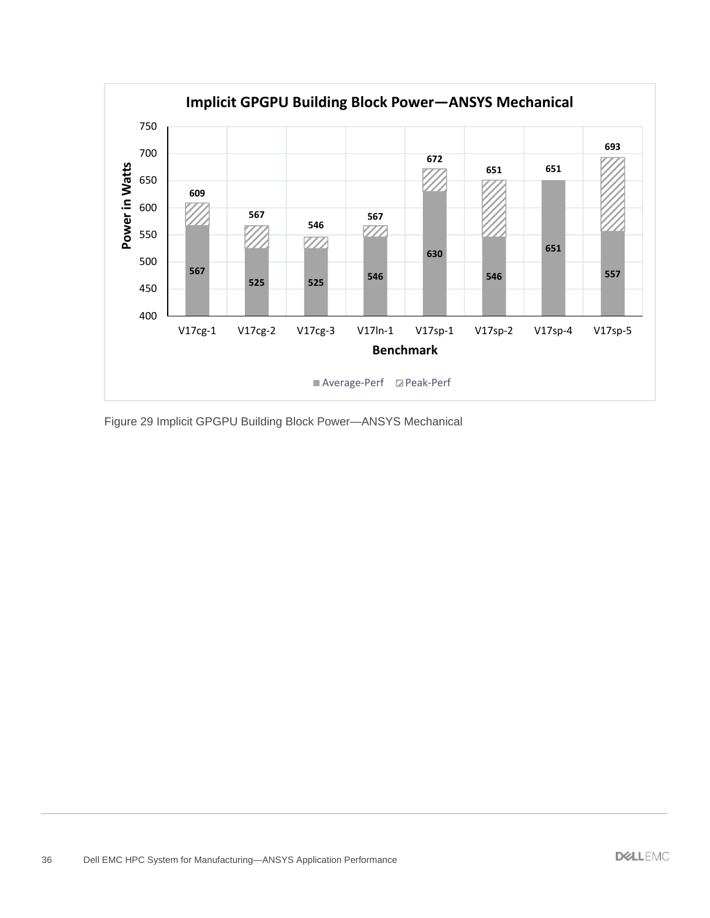Figure 29 Implicit GPGPU Building Block Power—ANSYS Mechanical

| Benchmark | Average-Perf (Watts) | Peak-Perf (Watts) |
|---|---|---|
| V17cg-1 | 567 | 609 |
| V17cg-2 | 525 | 567 |
| V17cg-3 | 525 | 546 |
| V17ln-1 | 546 | 567 |
| V17sp-1 | 630 | 672 |
| V17sp-2 | 546 | 651 |
| V17sp-4 | 651 | 651 |
| V17sp-5 | 557 | 693 |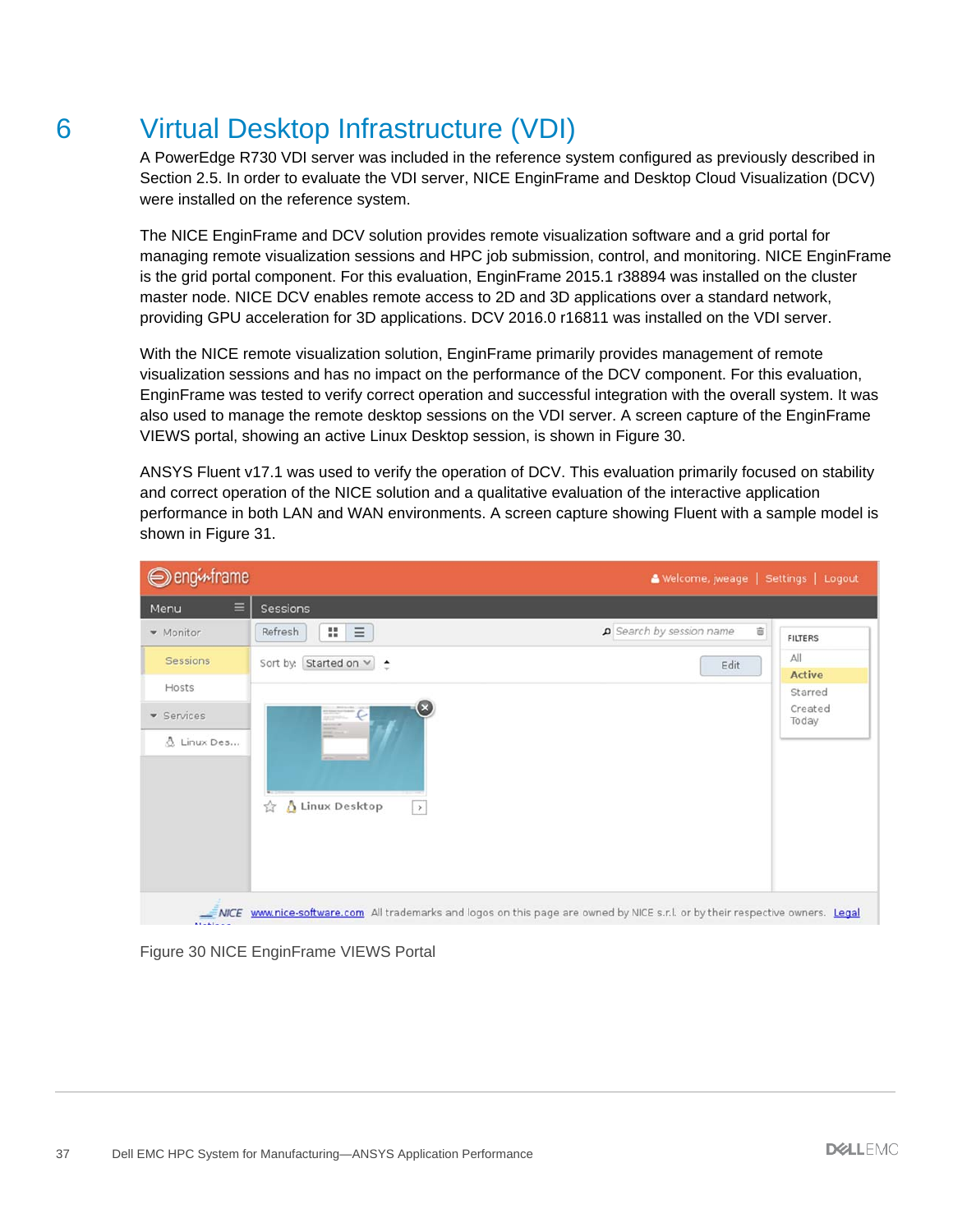# 6 Virtual Desktop Infrastructure (VDI)

A PowerEdge R730 VDI server was included in the reference system configured as previously described in Section 2.5. In order to evaluate the VDI server, NICE EnginFrame and Desktop Cloud Visualization (DCV) were installed on the reference system.

The NICE EnginFrame and DCV solution provides remote visualization software and a grid portal for managing remote visualization sessions and HPC job submission, control, and monitoring. NICE EnginFrame is the grid portal component. For this evaluation, EnginFrame 2015.1 r38894 was installed on the cluster master node. NICE DCV enables remote access to 2D and 3D applications over a standard network, providing GPU acceleration for 3D applications. DCV 2016.0 r16811 was installed on the VDI server.

With the NICE remote visualization solution, EnginFrame primarily provides management of remote visualization sessions and has no impact on the performance of the DCV component. For this evaluation, EnginFrame was tested to verify correct operation and successful integration with the overall system. It was also used to manage the remote desktop sessions on the VDI server. A screen capture of the EnginFrame VIEWS portal, showing an active Linux Desktop session, is shown in Figure 30.

ANSYS Fluent v17.1 was used to verify the operation of DCV. This evaluation primarily focused on stability and correct operation of the NICE solution and a qualitative evaluation of the interactive application performance in both LAN and WAN environments. A screen capture showing Fluent with a sample model is shown in Figure 31.

Figure 30 NICE EnginFrame VIEWS Portal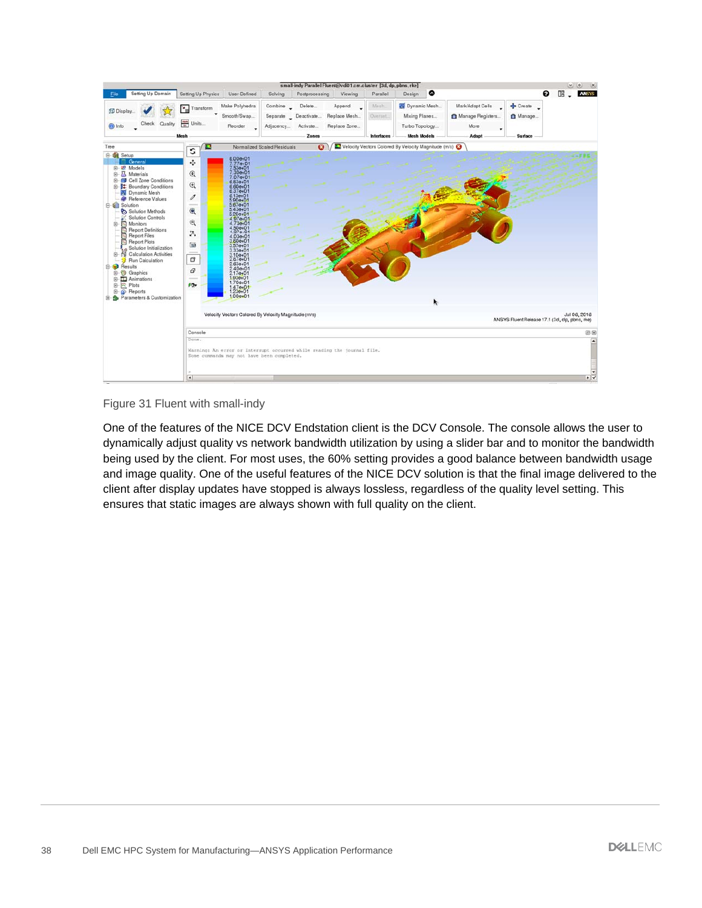Figure 31 Fluent with small-indy

One of the features of the NICE DCV Endstation client is the DCV Console. The console allows the user to dynamically adjust quality vs network bandwidth utilization by using a slider bar and to monitor the bandwidth being used by the client. For most uses, the 60% setting provides a good balance between bandwidth usage and image quality. One of the useful features of the NICE DCV solution is that the final image delivered to the client after display updates have stopped is always lossless, regardless of the quality level setting. This ensures that static images are always shown with full quality on the client.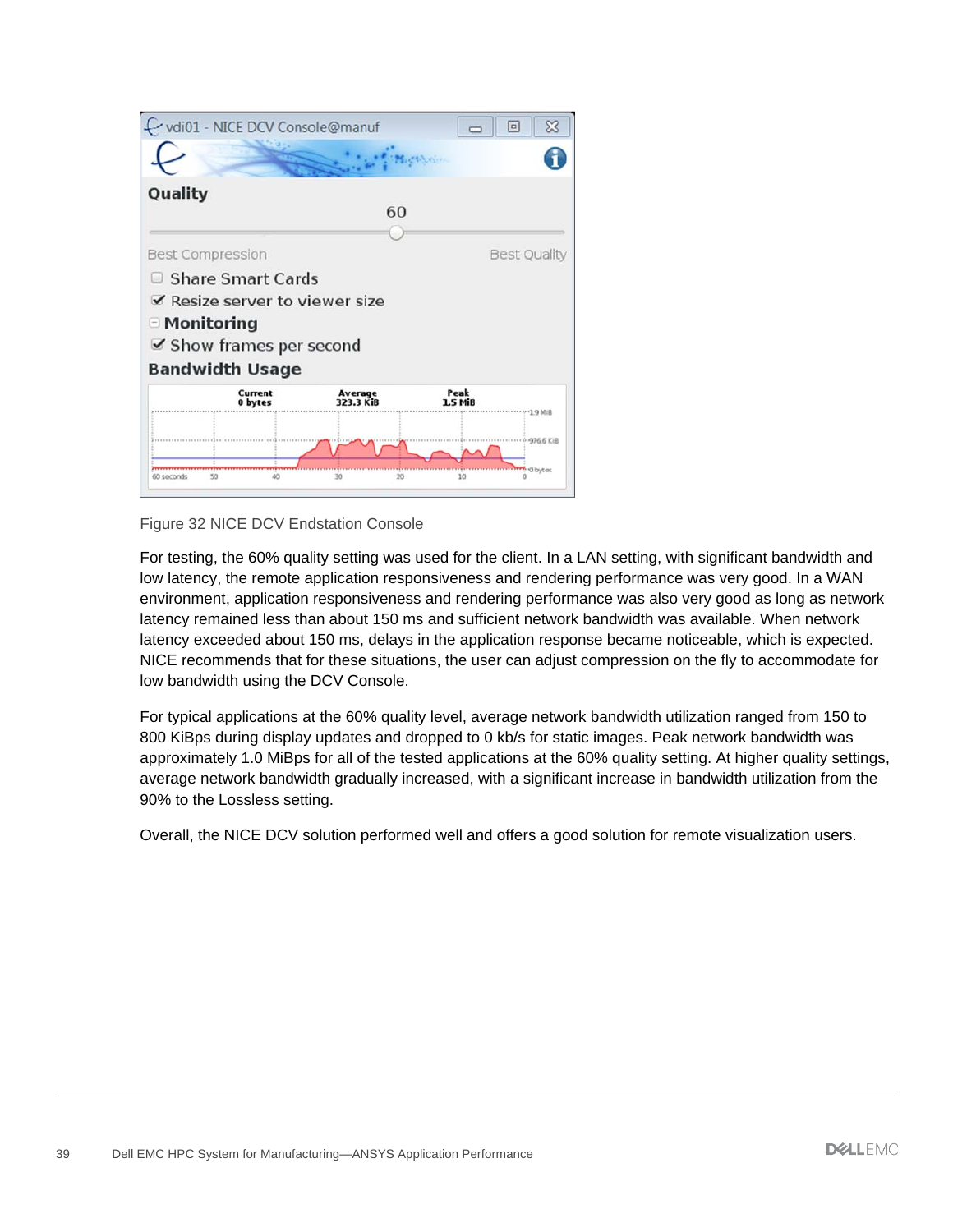Figure 32 NICE DCV Endstation Console

For testing, the 60% quality setting was used for the client. In a LAN setting, with significant bandwidth and low latency, the remote application responsiveness and rendering performance was very good. In a WAN environment, application responsiveness and rendering performance was also very good as long as network latency remained less than about 150 ms and sufficient network bandwidth was available. When network latency exceeded about 150 ms, delays in the application response became noticeable, which is expected. NICE recommends that for these situations, the user can adjust compression on the fly to accommodate for low bandwidth using the DCV Console.

For typical applications at the 60% quality level, average network bandwidth utilization ranged from 150 to 800 KiBps during display updates and dropped to 0 kb/s for static images. Peak network bandwidth was approximately 1.0 MiBps for all of the tested applications at the 60% quality setting. At higher quality settings, average network bandwidth gradually increased, with a significant increase in bandwidth utilization from the 90% to the Lossless setting.

Overall, the NICE DCV solution performed well and offers a good solution for remote visualization users.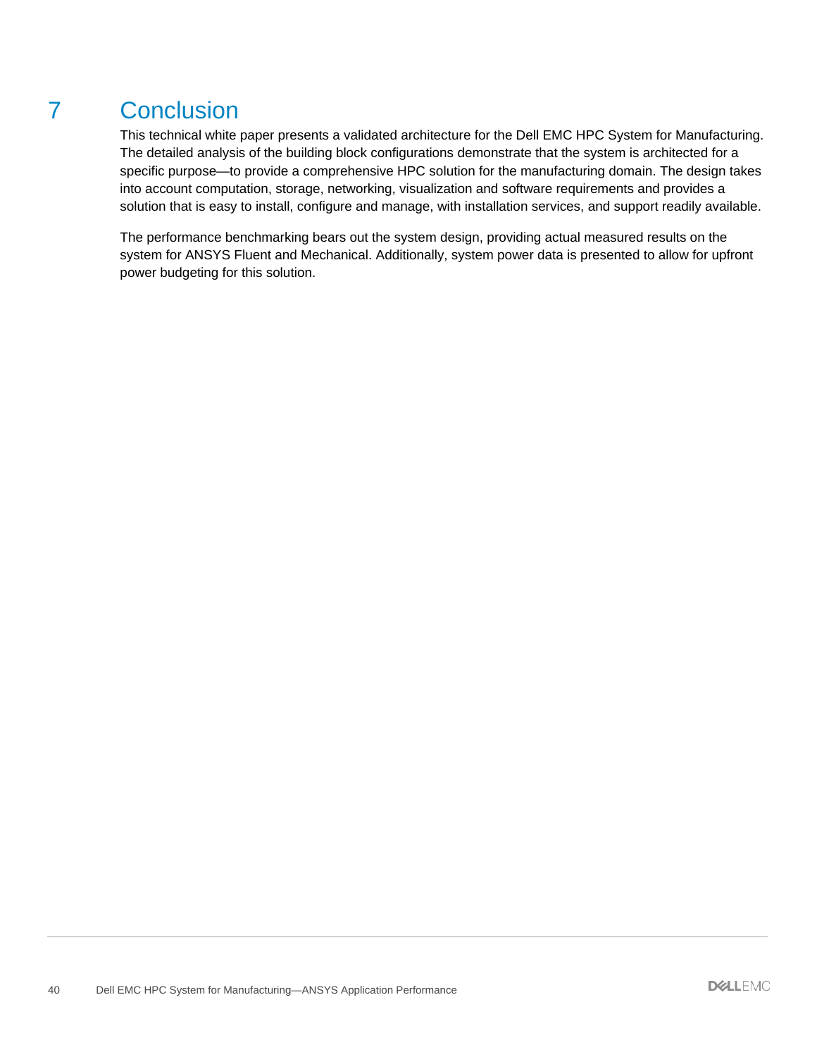# 7 Conclusion

This technical white paper presents a validated architecture for the Dell EMC HPC System for Manufacturing. The detailed analysis of the building block configurations demonstrate that the system is architected for a specific purpose—to provide a comprehensive HPC solution for the manufacturing domain. The design takes into account computation, storage, networking, visualization and software requirements and provides a solution that is easy to install, configure and manage, with installation services, and support readily available.

The performance benchmarking bears out the system design, providing actual measured results on the system for ANSYS Fluent and Mechanical. Additionally, system power data is presented to allow for upfront power budgeting for this solution.